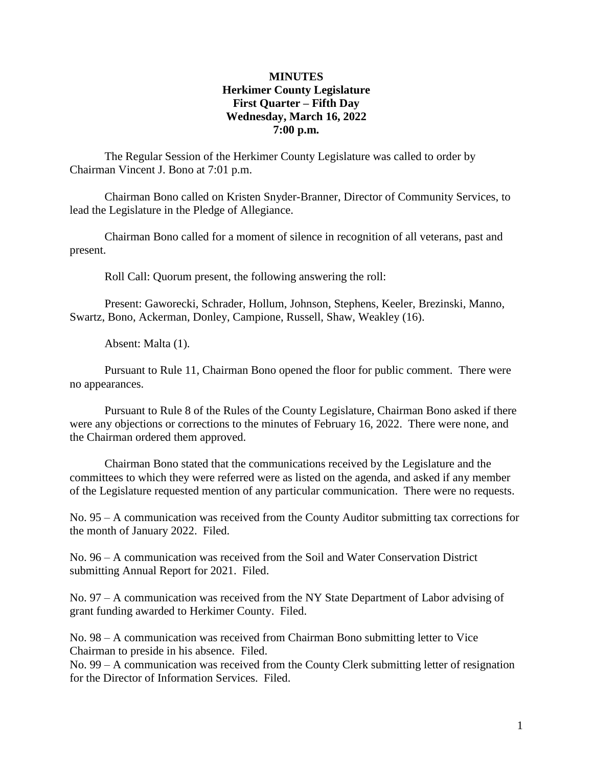**MINUTES**
**Herkimer County Legislature**
**First Quarter – Fifth Day**
**Wednesday, March 16, 2022**
**7:00 p.m.**

The Regular Session of the Herkimer County Legislature was called to order by Chairman Vincent J. Bono at 7:01 p.m.

Chairman Bono called on Kristen Snyder-Branner, Director of Community Services, to lead the Legislature in the Pledge of Allegiance.

Chairman Bono called for a moment of silence in recognition of all veterans, past and present.

Roll Call: Quorum present, the following answering the roll:

Present: Gaworecki, Schrader, Hollum, Johnson, Stephens, Keeler, Brezinski, Manno, Swartz, Bono, Ackerman, Donley, Campione, Russell, Shaw, Weakley (16).

Absent: Malta (1).

Pursuant to Rule 11, Chairman Bono opened the floor for public comment. There were no appearances.

Pursuant to Rule 8 of the Rules of the County Legislature, Chairman Bono asked if there were any objections or corrections to the minutes of February 16, 2022. There were none, and the Chairman ordered them approved.

Chairman Bono stated that the communications received by the Legislature and the committees to which they were referred were as listed on the agenda, and asked if any member of the Legislature requested mention of any particular communication. There were no requests.

No. 95 – A communication was received from the County Auditor submitting tax corrections for the month of January 2022. Filed.

No. 96 – A communication was received from the Soil and Water Conservation District submitting Annual Report for 2021. Filed.

No. 97 – A communication was received from the NY State Department of Labor advising of grant funding awarded to Herkimer County. Filed.

No. 98 – A communication was received from Chairman Bono submitting letter to Vice Chairman to preside in his absence. Filed.

No. 99 – A communication was received from the County Clerk submitting letter of resignation for the Director of Information Services. Filed.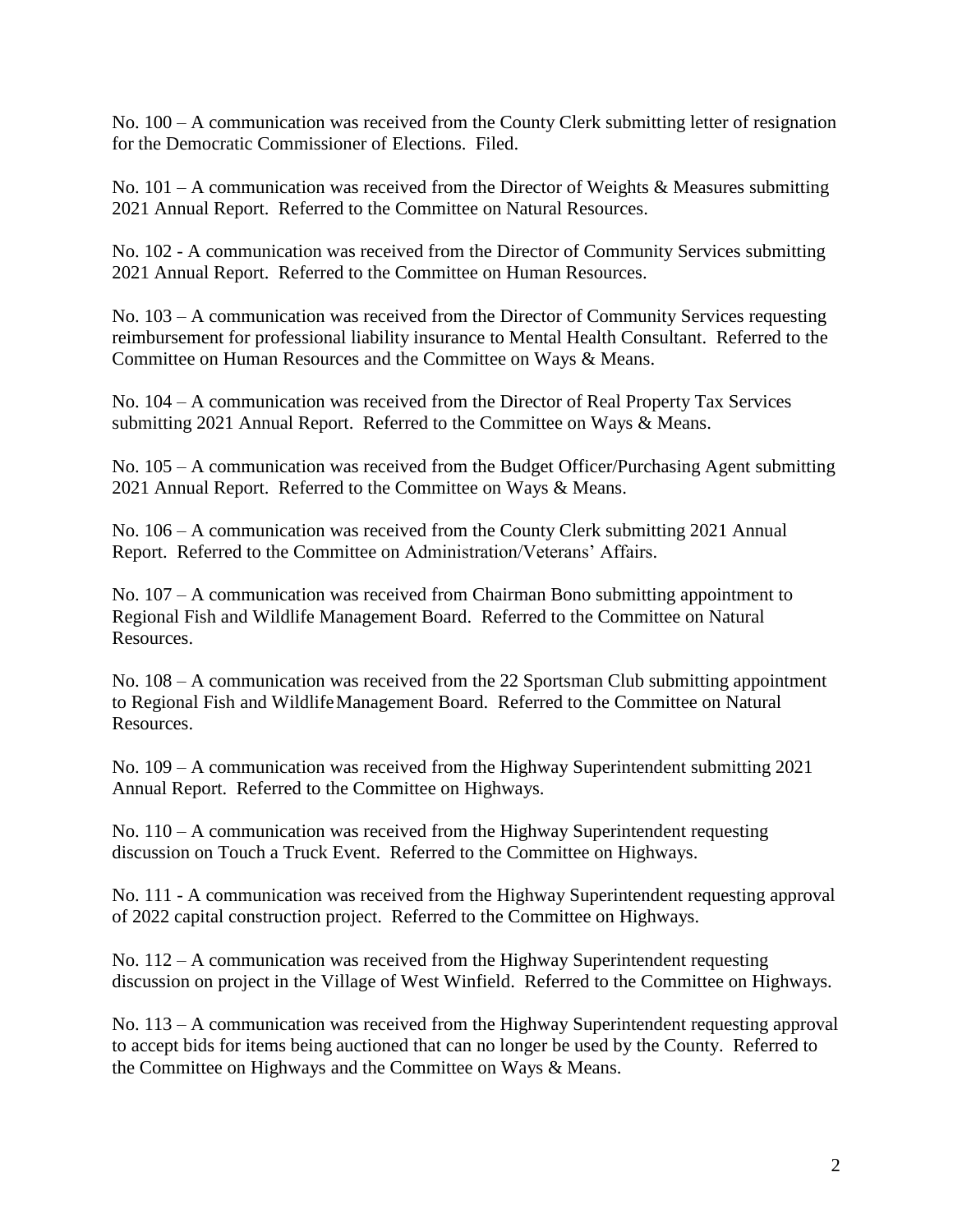No. 100 – A communication was received from the County Clerk submitting letter of resignation for the Democratic Commissioner of Elections. Filed.

No. 101 – A communication was received from the Director of Weights & Measures submitting 2021 Annual Report. Referred to the Committee on Natural Resources.

No. 102 - A communication was received from the Director of Community Services submitting 2021 Annual Report. Referred to the Committee on Human Resources.

No. 103 – A communication was received from the Director of Community Services requesting reimbursement for professional liability insurance to Mental Health Consultant. Referred to the Committee on Human Resources and the Committee on Ways & Means.

No. 104 – A communication was received from the Director of Real Property Tax Services submitting 2021 Annual Report. Referred to the Committee on Ways & Means.

No. 105 – A communication was received from the Budget Officer/Purchasing Agent submitting 2021 Annual Report. Referred to the Committee on Ways & Means.

No. 106 – A communication was received from the County Clerk submitting 2021 Annual Report. Referred to the Committee on Administration/Veterans' Affairs.

No. 107 – A communication was received from Chairman Bono submitting appointment to Regional Fish and Wildlife Management Board. Referred to the Committee on Natural Resources.

No. 108 – A communication was received from the 22 Sportsman Club submitting appointment to Regional Fish and Wildlife Management Board. Referred to the Committee on Natural Resources.

No. 109 – A communication was received from the Highway Superintendent submitting 2021 Annual Report. Referred to the Committee on Highways.

No. 110 – A communication was received from the Highway Superintendent requesting discussion on Touch a Truck Event. Referred to the Committee on Highways.

No. 111 - A communication was received from the Highway Superintendent requesting approval of 2022 capital construction project. Referred to the Committee on Highways.

No. 112 – A communication was received from the Highway Superintendent requesting discussion on project in the Village of West Winfield. Referred to the Committee on Highways.

No. 113 – A communication was received from the Highway Superintendent requesting approval to accept bids for items being auctioned that can no longer be used by the County. Referred to the Committee on Highways and the Committee on Ways & Means.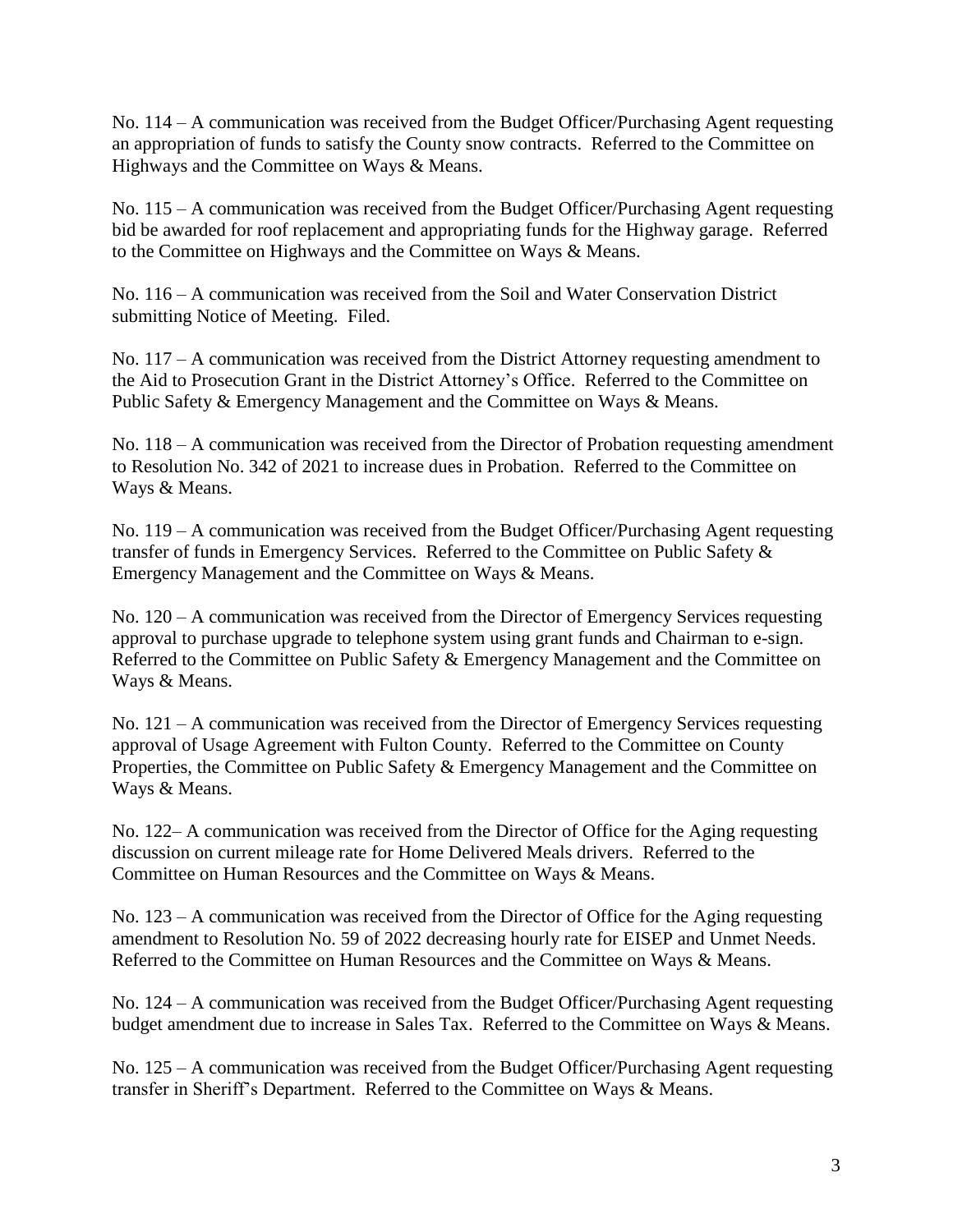No. 114 – A communication was received from the Budget Officer/Purchasing Agent requesting an appropriation of funds to satisfy the County snow contracts. Referred to the Committee on Highways and the Committee on Ways & Means.

No. 115 – A communication was received from the Budget Officer/Purchasing Agent requesting bid be awarded for roof replacement and appropriating funds for the Highway garage. Referred to the Committee on Highways and the Committee on Ways & Means.

No. 116 – A communication was received from the Soil and Water Conservation District submitting Notice of Meeting. Filed.

No. 117 – A communication was received from the District Attorney requesting amendment to the Aid to Prosecution Grant in the District Attorney's Office. Referred to the Committee on Public Safety & Emergency Management and the Committee on Ways & Means.

No. 118 – A communication was received from the Director of Probation requesting amendment to Resolution No. 342 of 2021 to increase dues in Probation. Referred to the Committee on Ways & Means.

No. 119 – A communication was received from the Budget Officer/Purchasing Agent requesting transfer of funds in Emergency Services. Referred to the Committee on Public Safety & Emergency Management and the Committee on Ways & Means.

No. 120 – A communication was received from the Director of Emergency Services requesting approval to purchase upgrade to telephone system using grant funds and Chairman to e-sign. Referred to the Committee on Public Safety & Emergency Management and the Committee on Ways & Means.

No. 121 – A communication was received from the Director of Emergency Services requesting approval of Usage Agreement with Fulton County. Referred to the Committee on County Properties, the Committee on Public Safety & Emergency Management and the Committee on Ways & Means.

No. 122– A communication was received from the Director of Office for the Aging requesting discussion on current mileage rate for Home Delivered Meals drivers. Referred to the Committee on Human Resources and the Committee on Ways & Means.

No. 123 – A communication was received from the Director of Office for the Aging requesting amendment to Resolution No. 59 of 2022 decreasing hourly rate for EISEP and Unmet Needs. Referred to the Committee on Human Resources and the Committee on Ways & Means.

No. 124 – A communication was received from the Budget Officer/Purchasing Agent requesting budget amendment due to increase in Sales Tax. Referred to the Committee on Ways & Means.

No. 125 – A communication was received from the Budget Officer/Purchasing Agent requesting transfer in Sheriff's Department. Referred to the Committee on Ways & Means.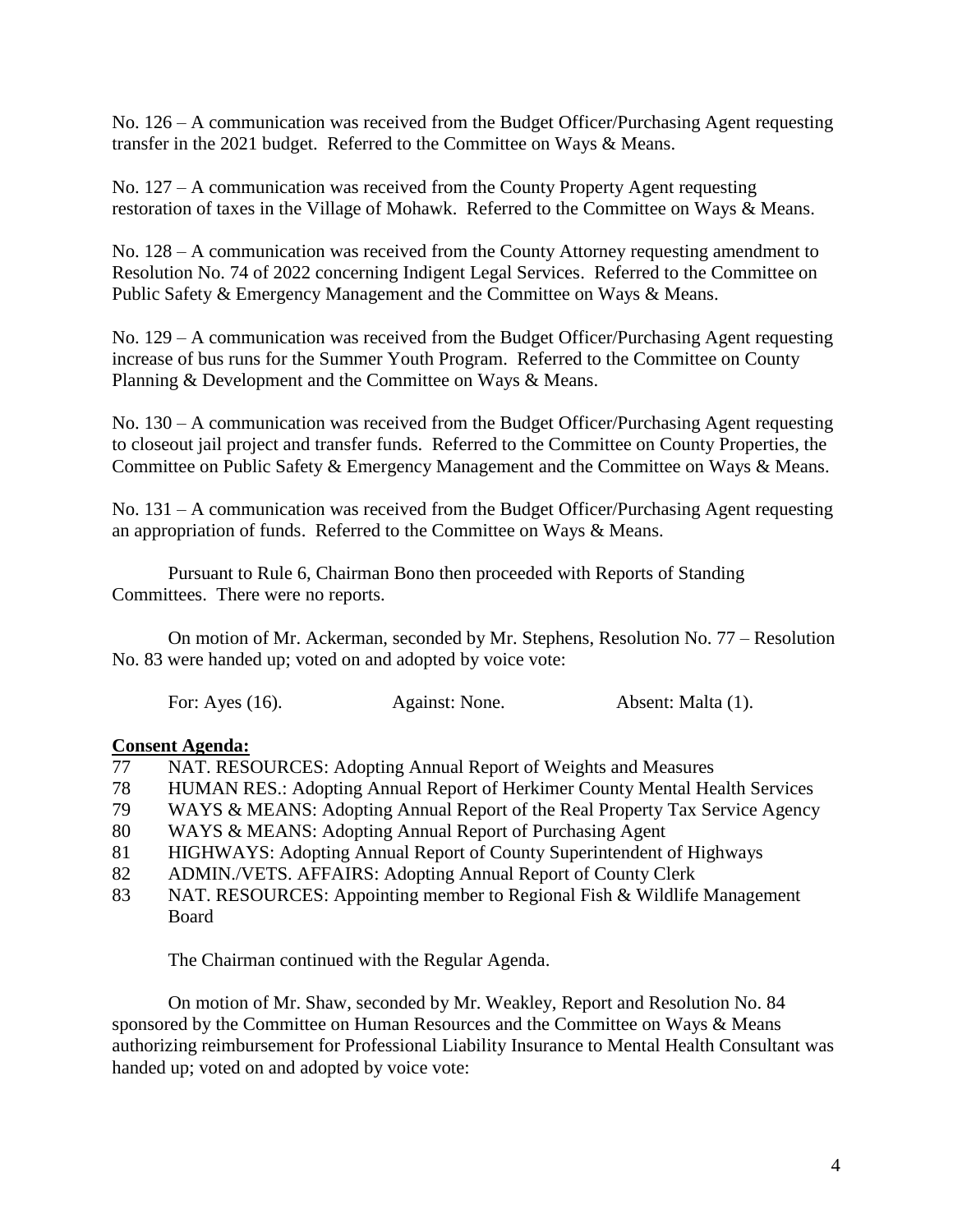No. 126 – A communication was received from the Budget Officer/Purchasing Agent requesting transfer in the 2021 budget. Referred to the Committee on Ways & Means.

No. 127 – A communication was received from the County Property Agent requesting restoration of taxes in the Village of Mohawk. Referred to the Committee on Ways & Means.

No. 128 – A communication was received from the County Attorney requesting amendment to Resolution No. 74 of 2022 concerning Indigent Legal Services. Referred to the Committee on Public Safety & Emergency Management and the Committee on Ways & Means.

No. 129 – A communication was received from the Budget Officer/Purchasing Agent requesting increase of bus runs for the Summer Youth Program. Referred to the Committee on County Planning & Development and the Committee on Ways & Means.

No. 130 – A communication was received from the Budget Officer/Purchasing Agent requesting to closeout jail project and transfer funds. Referred to the Committee on County Properties, the Committee on Public Safety & Emergency Management and the Committee on Ways & Means.

No. 131 – A communication was received from the Budget Officer/Purchasing Agent requesting an appropriation of funds. Referred to the Committee on Ways & Means.

Pursuant to Rule 6, Chairman Bono then proceeded with Reports of Standing Committees. There were no reports.

On motion of Mr. Ackerman, seconded by Mr. Stephens, Resolution No. 77 – Resolution No. 83 were handed up; voted on and adopted by voice vote:

For: Ayes (16). Against: None. Absent: Malta (1).

**Consent Agenda:**

77 NAT. RESOURCES: Adopting Annual Report of Weights and Measures
78 HUMAN RES.: Adopting Annual Report of Herkimer County Mental Health Services
79 WAYS & MEANS: Adopting Annual Report of the Real Property Tax Service Agency
80 WAYS & MEANS: Adopting Annual Report of Purchasing Agent
81 HIGHWAYS: Adopting Annual Report of County Superintendent of Highways
82 ADMIN./VETS. AFFAIRS: Adopting Annual Report of County Clerk
83 NAT. RESOURCES: Appointing member to Regional Fish & Wildlife Management Board

The Chairman continued with the Regular Agenda.

On motion of Mr. Shaw, seconded by Mr. Weakley, Report and Resolution No. 84 sponsored by the Committee on Human Resources and the Committee on Ways & Means authorizing reimbursement for Professional Liability Insurance to Mental Health Consultant was handed up; voted on and adopted by voice vote: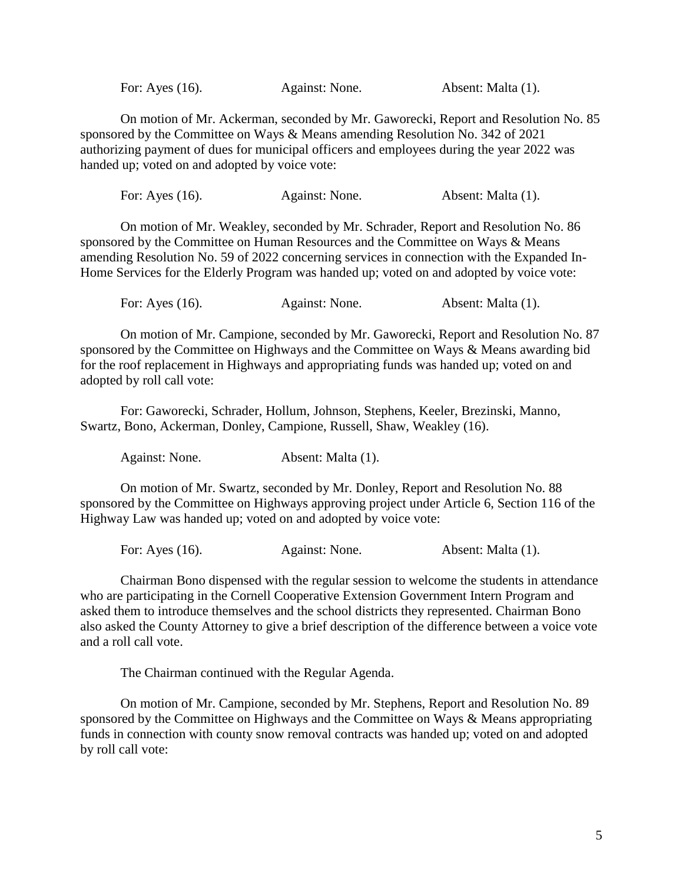For: Ayes (16). Against: None. Absent: Malta (1).

On motion of Mr. Ackerman, seconded by Mr. Gaworecki, Report and Resolution No. 85 sponsored by the Committee on Ways & Means amending Resolution No. 342 of 2021 authorizing payment of dues for municipal officers and employees during the year 2022 was handed up; voted on and adopted by voice vote:

For: Ayes (16). Against: None. Absent: Malta (1).

On motion of Mr. Weakley, seconded by Mr. Schrader, Report and Resolution No. 86 sponsored by the Committee on Human Resources and the Committee on Ways & Means amending Resolution No. 59 of 2022 concerning services in connection with the Expanded In-Home Services for the Elderly Program was handed up; voted on and adopted by voice vote:

For: Ayes (16). Against: None. Absent: Malta (1).

On motion of Mr. Campione, seconded by Mr. Gaworecki, Report and Resolution No. 87 sponsored by the Committee on Highways and the Committee on Ways & Means awarding bid for the roof replacement in Highways and appropriating funds was handed up; voted on and adopted by roll call vote:

For: Gaworecki, Schrader, Hollum, Johnson, Stephens, Keeler, Brezinski, Manno, Swartz, Bono, Ackerman, Donley, Campione, Russell, Shaw, Weakley (16).

Against: None. Absent: Malta (1).

On motion of Mr. Swartz, seconded by Mr. Donley, Report and Resolution No. 88 sponsored by the Committee on Highways approving project under Article 6, Section 116 of the Highway Law was handed up; voted on and adopted by voice vote:

For: Ayes (16). Against: None. Absent: Malta (1).

Chairman Bono dispensed with the regular session to welcome the students in attendance who are participating in the Cornell Cooperative Extension Government Intern Program and asked them to introduce themselves and the school districts they represented. Chairman Bono also asked the County Attorney to give a brief description of the difference between a voice vote and a roll call vote.

The Chairman continued with the Regular Agenda.

On motion of Mr. Campione, seconded by Mr. Stephens, Report and Resolution No. 89 sponsored by the Committee on Highways and the Committee on Ways & Means appropriating funds in connection with county snow removal contracts was handed up; voted on and adopted by roll call vote: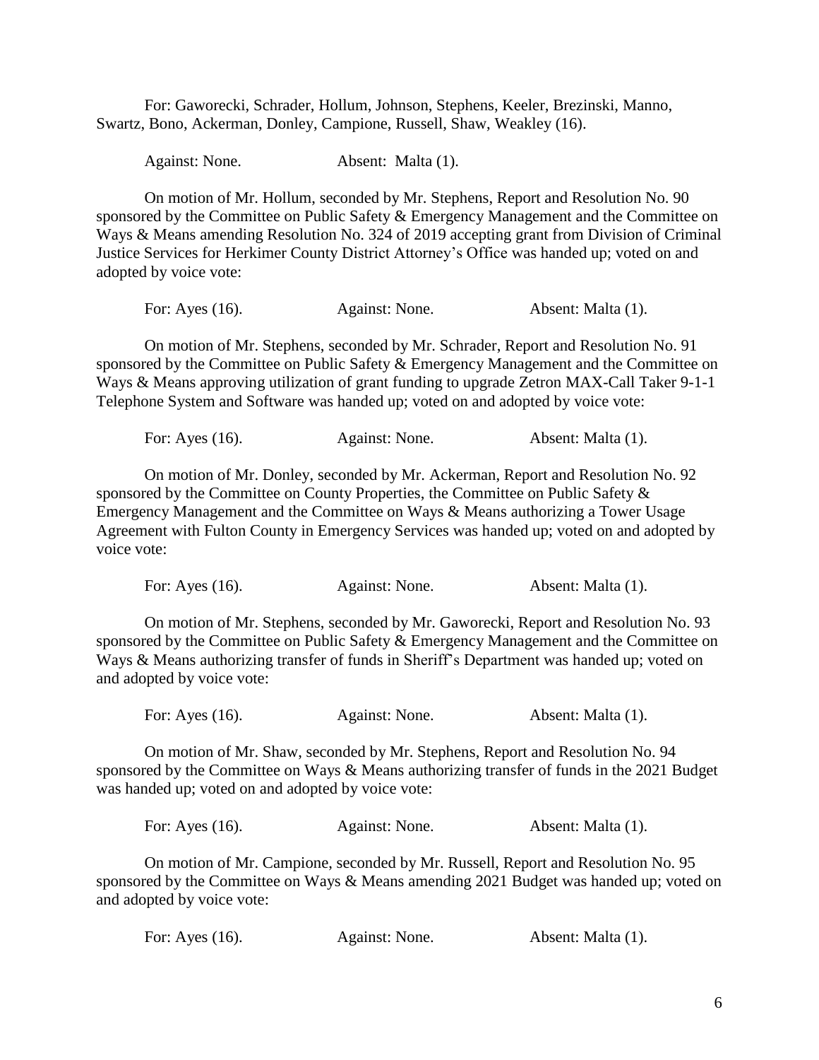For: Gaworecki, Schrader, Hollum, Johnson, Stephens, Keeler, Brezinski, Manno, Swartz, Bono, Ackerman, Donley, Campione, Russell, Shaw, Weakley (16).

Against: None. Absent: Malta (1).

On motion of Mr. Hollum, seconded by Mr. Stephens, Report and Resolution No. 90 sponsored by the Committee on Public Safety & Emergency Management and the Committee on Ways & Means amending Resolution No. 324 of 2019 accepting grant from Division of Criminal Justice Services for Herkimer County District Attorney's Office was handed up; voted on and adopted by voice vote:

For: Ayes (16). Against: None. Absent: Malta (1).

On motion of Mr. Stephens, seconded by Mr. Schrader, Report and Resolution No. 91 sponsored by the Committee on Public Safety & Emergency Management and the Committee on Ways & Means approving utilization of grant funding to upgrade Zetron MAX-Call Taker 9-1-1 Telephone System and Software was handed up; voted on and adopted by voice vote:

For: Ayes (16). Against: None. Absent: Malta (1).

On motion of Mr. Donley, seconded by Mr. Ackerman, Report and Resolution No. 92 sponsored by the Committee on County Properties, the Committee on Public Safety & Emergency Management and the Committee on Ways & Means authorizing a Tower Usage Agreement with Fulton County in Emergency Services was handed up; voted on and adopted by voice vote:

For: Ayes (16). Against: None. Absent: Malta (1).

On motion of Mr. Stephens, seconded by Mr. Gaworecki, Report and Resolution No. 93 sponsored by the Committee on Public Safety & Emergency Management and the Committee on Ways & Means authorizing transfer of funds in Sheriff's Department was handed up; voted on and adopted by voice vote:

For: Ayes (16). Against: None. Absent: Malta (1).

On motion of Mr. Shaw, seconded by Mr. Stephens, Report and Resolution No. 94 sponsored by the Committee on Ways & Means authorizing transfer of funds in the 2021 Budget was handed up; voted on and adopted by voice vote:

For: Ayes (16). Against: None. Absent: Malta (1).

On motion of Mr. Campione, seconded by Mr. Russell, Report and Resolution No. 95 sponsored by the Committee on Ways & Means amending 2021 Budget was handed up; voted on and adopted by voice vote:

For: Ayes (16). Against: None. Absent: Malta (1).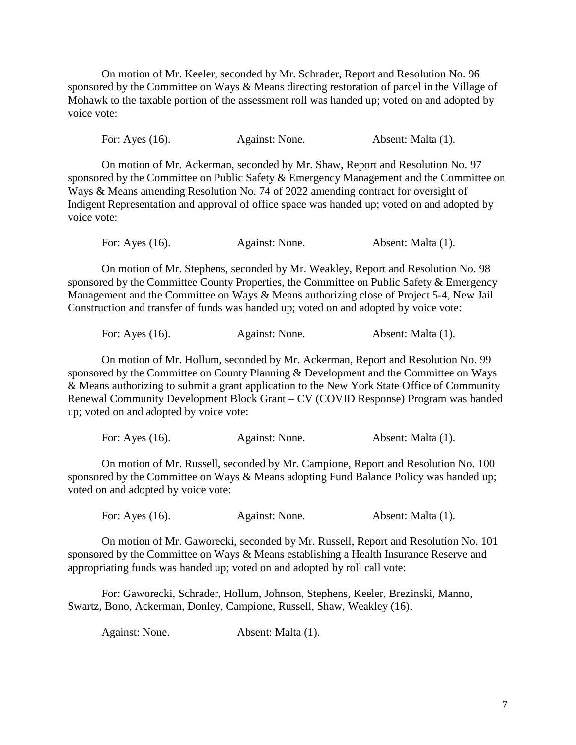On motion of Mr. Keeler, seconded by Mr. Schrader, Report and Resolution No. 96 sponsored by the Committee on Ways & Means directing restoration of parcel in the Village of Mohawk to the taxable portion of the assessment roll was handed up; voted on and adopted by voice vote:

For: Ayes (16). Against: None. Absent: Malta (1).

On motion of Mr. Ackerman, seconded by Mr. Shaw, Report and Resolution No. 97 sponsored by the Committee on Public Safety & Emergency Management and the Committee on Ways & Means amending Resolution No. 74 of 2022 amending contract for oversight of Indigent Representation and approval of office space was handed up; voted on and adopted by voice vote:

For: Ayes (16). Against: None. Absent: Malta (1).

On motion of Mr. Stephens, seconded by Mr. Weakley, Report and Resolution No. 98 sponsored by the Committee County Properties, the Committee on Public Safety & Emergency Management and the Committee on Ways & Means authorizing close of Project 5-4, New Jail Construction and transfer of funds was handed up; voted on and adopted by voice vote:

For: Ayes (16). Against: None. Absent: Malta (1).

On motion of Mr. Hollum, seconded by Mr. Ackerman, Report and Resolution No. 99 sponsored by the Committee on County Planning & Development and the Committee on Ways & Means authorizing to submit a grant application to the New York State Office of Community Renewal Community Development Block Grant – CV (COVID Response) Program was handed up; voted on and adopted by voice vote:

For: Ayes (16). Against: None. Absent: Malta (1).

On motion of Mr. Russell, seconded by Mr. Campione, Report and Resolution No. 100 sponsored by the Committee on Ways & Means adopting Fund Balance Policy was handed up; voted on and adopted by voice vote:

For: Ayes (16). Against: None. Absent: Malta (1).

On motion of Mr. Gaworecki, seconded by Mr. Russell, Report and Resolution No. 101 sponsored by the Committee on Ways & Means establishing a Health Insurance Reserve and appropriating funds was handed up; voted on and adopted by roll call vote:

For: Gaworecki, Schrader, Hollum, Johnson, Stephens, Keeler, Brezinski, Manno, Swartz, Bono, Ackerman, Donley, Campione, Russell, Shaw, Weakley (16).

Against: None. Absent: Malta (1).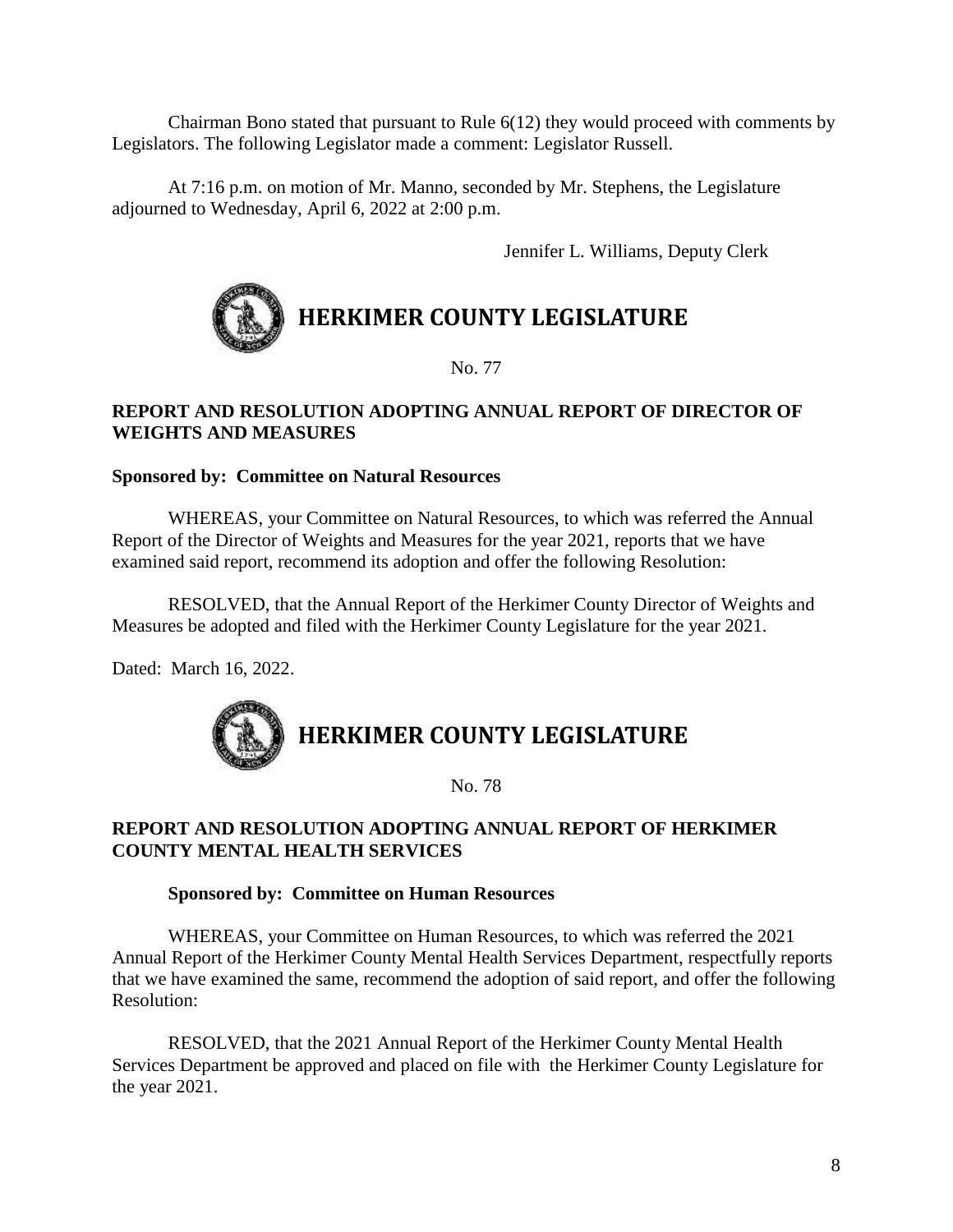Chairman Bono stated that pursuant to Rule 6(12) they would proceed with comments by Legislators. The following Legislator made a comment: Legislator Russell.

At 7:16 p.m. on motion of Mr. Manno, seconded by Mr. Stephens, the Legislature adjourned to Wednesday, April 6, 2022 at 2:00 p.m.

Jennifer L. Williams, Deputy Clerk

# HERKIMER COUNTY LEGISLATURE

No. 77

**REPORT AND RESOLUTION ADOPTING ANNUAL REPORT OF DIRECTOR OF WEIGHTS AND MEASURES**

**Sponsored by: Committee on Natural Resources**

WHEREAS, your Committee on Natural Resources, to which was referred the Annual Report of the Director of Weights and Measures for the year 2021, reports that we have examined said report, recommend its adoption and offer the following Resolution:

RESOLVED, that the Annual Report of the Herkimer County Director of Weights and Measures be adopted and filed with the Herkimer County Legislature for the year 2021.

Dated: March 16, 2022.

# HERKIMER COUNTY LEGISLATURE

No. 78

**REPORT AND RESOLUTION ADOPTING ANNUAL REPORT OF HERKIMER COUNTY MENTAL HEALTH SERVICES**

**Sponsored by: Committee on Human Resources**

WHEREAS, your Committee on Human Resources, to which was referred the 2021 Annual Report of the Herkimer County Mental Health Services Department, respectfully reports that we have examined the same, recommend the adoption of said report, and offer the following Resolution:

RESOLVED, that the 2021 Annual Report of the Herkimer County Mental Health Services Department be approved and placed on file with the Herkimer County Legislature for the year 2021.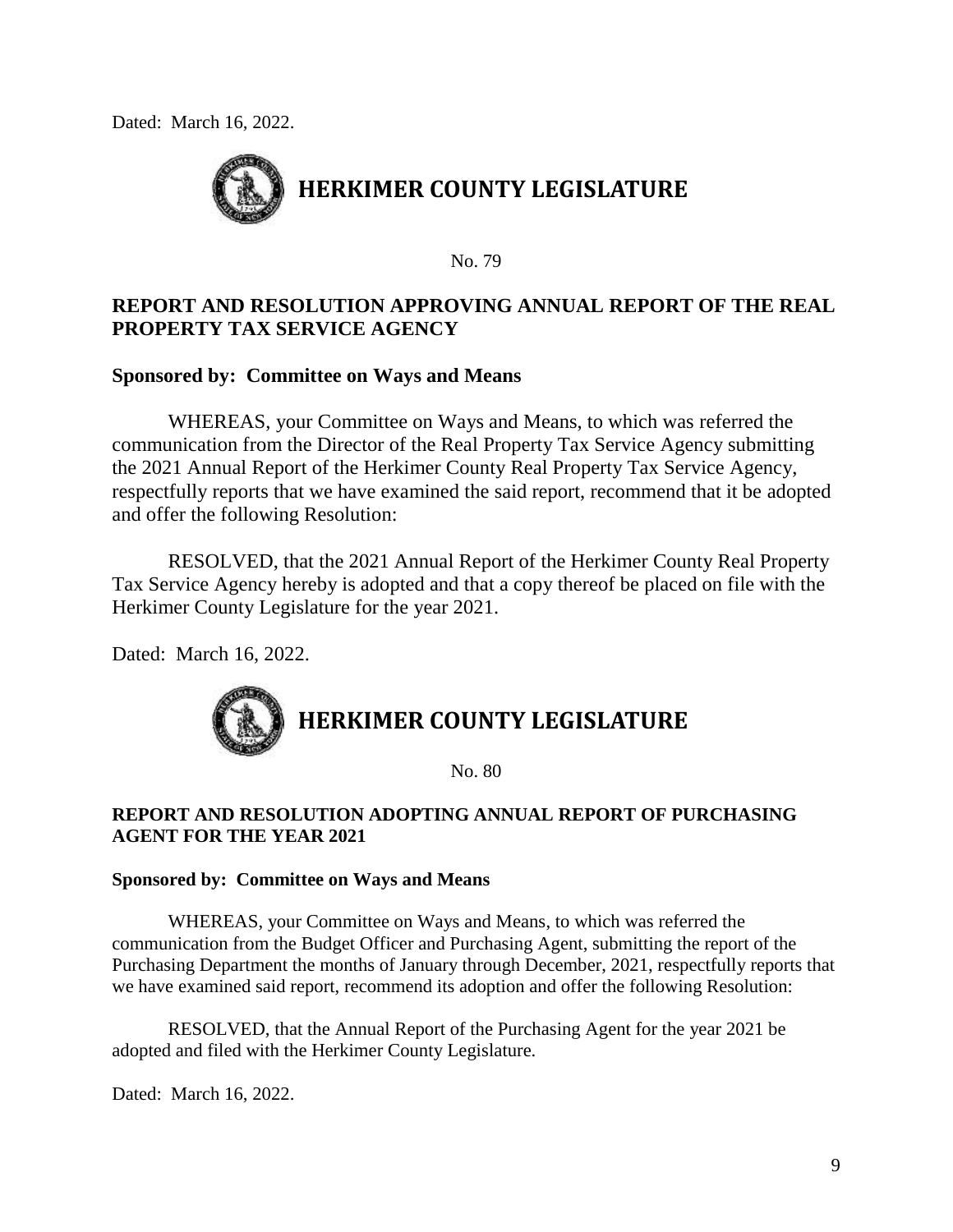Dated: March 16, 2022.

# HERKIMER COUNTY LEGISLATURE

No. 79

## REPORT AND RESOLUTION APPROVING ANNUAL REPORT OF THE REAL PROPERTY TAX SERVICE AGENCY

**Sponsored by: Committee on Ways and Means**

WHEREAS, your Committee on Ways and Means, to which was referred the communication from the Director of the Real Property Tax Service Agency submitting the 2021 Annual Report of the Herkimer County Real Property Tax Service Agency, respectfully reports that we have examined the said report, recommend that it be adopted and offer the following Resolution:

RESOLVED, that the 2021 Annual Report of the Herkimer County Real Property Tax Service Agency hereby is adopted and that a copy thereof be placed on file with the Herkimer County Legislature for the year 2021.

Dated: March 16, 2022.

# HERKIMER COUNTY LEGISLATURE

No. 80

## REPORT AND RESOLUTION ADOPTING ANNUAL REPORT OF PURCHASING AGENT FOR THE YEAR 2021

**Sponsored by: Committee on Ways and Means**

WHEREAS, your Committee on Ways and Means, to which was referred the communication from the Budget Officer and Purchasing Agent, submitting the report of the Purchasing Department the months of January through December, 2021, respectfully reports that we have examined said report, recommend its adoption and offer the following Resolution:

RESOLVED, that the Annual Report of the Purchasing Agent for the year 2021 be adopted and filed with the Herkimer County Legislature.

Dated: March 16, 2022.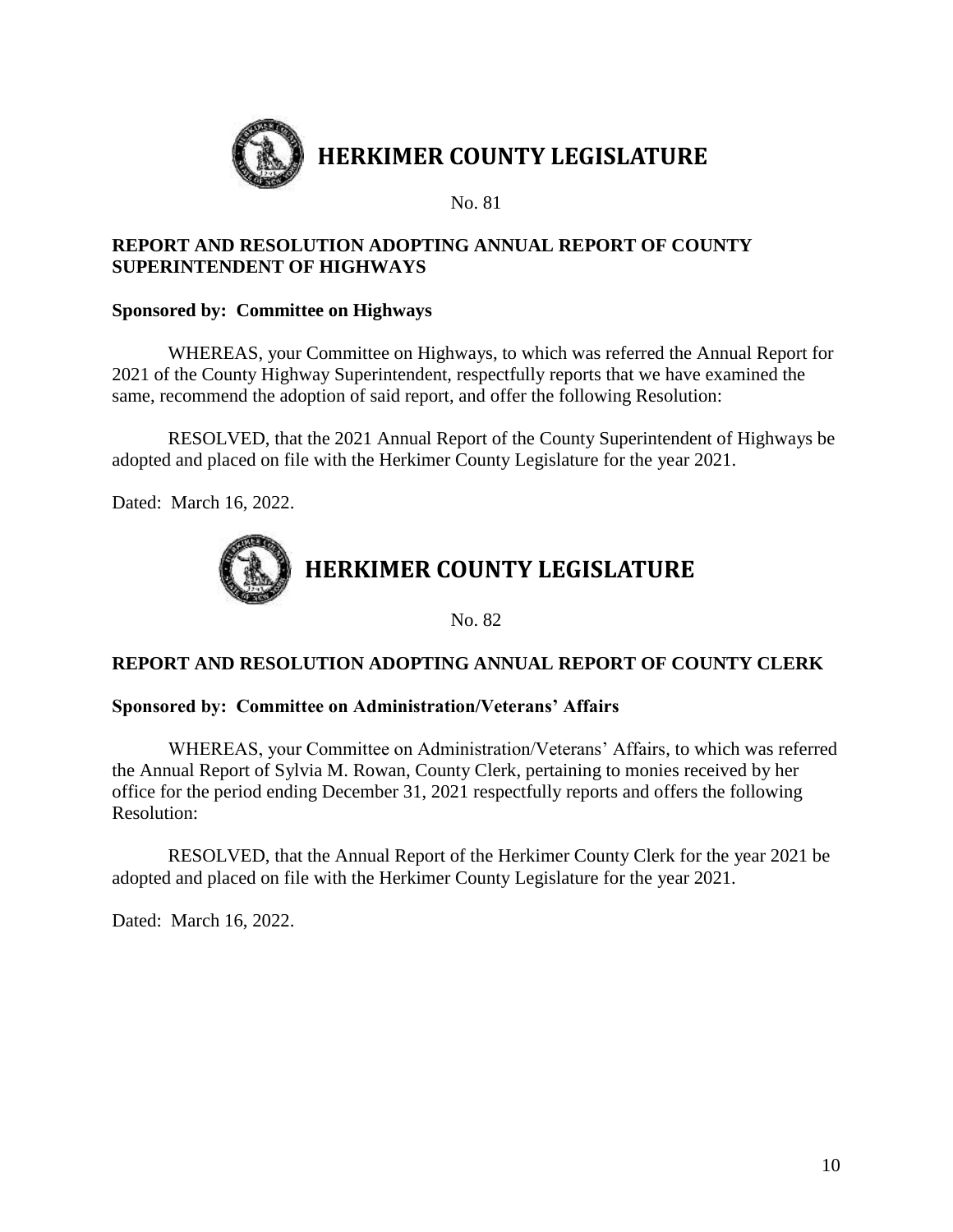# HERKIMER COUNTY LEGISLATURE

No. 81

**REPORT AND RESOLUTION ADOPTING ANNUAL REPORT OF COUNTY SUPERINTENDENT OF HIGHWAYS**

**Sponsored by: Committee on Highways**

WHEREAS, your Committee on Highways, to which was referred the Annual Report for 2021 of the County Highway Superintendent, respectfully reports that we have examined the same, recommend the adoption of said report, and offer the following Resolution:

RESOLVED, that the 2021 Annual Report of the County Superintendent of Highways be adopted and placed on file with the Herkimer County Legislature for the year 2021.

Dated: March 16, 2022.

# HERKIMER COUNTY LEGISLATURE

No. 82

**REPORT AND RESOLUTION ADOPTING ANNUAL REPORT OF COUNTY CLERK**

**Sponsored by: Committee on Administration/Veterans' Affairs**

WHEREAS, your Committee on Administration/Veterans' Affairs, to which was referred the Annual Report of Sylvia M. Rowan, County Clerk, pertaining to monies received by her office for the period ending December 31, 2021 respectfully reports and offers the following Resolution:

RESOLVED, that the Annual Report of the Herkimer County Clerk for the year 2021 be adopted and placed on file with the Herkimer County Legislature for the year 2021.

Dated: March 16, 2022.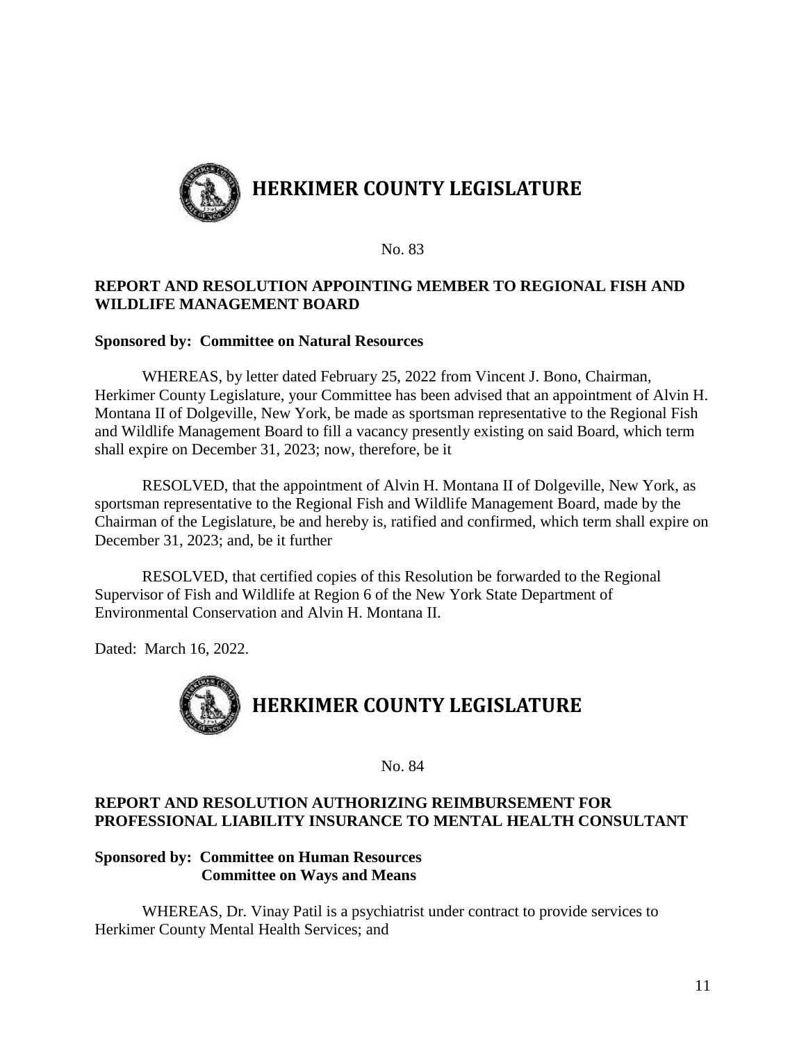# HERKIMER COUNTY LEGISLATURE

No. 83

**REPORT AND RESOLUTION APPOINTING MEMBER TO REGIONAL FISH AND WILDLIFE MANAGEMENT BOARD**

**Sponsored by: Committee on Natural Resources**

WHEREAS, by letter dated February 25, 2022 from Vincent J. Bono, Chairman, Herkimer County Legislature, your Committee has been advised that an appointment of Alvin H. Montana II of Dolgeville, New York, be made as sportsman representative to the Regional Fish and Wildlife Management Board to fill a vacancy presently existing on said Board, which term shall expire on December 31, 2023; now, therefore, be it

RESOLVED, that the appointment of Alvin H. Montana II of Dolgeville, New York, as sportsman representative to the Regional Fish and Wildlife Management Board, made by the Chairman of the Legislature, be and hereby is, ratified and confirmed, which term shall expire on December 31, 2023; and, be it further

RESOLVED, that certified copies of this Resolution be forwarded to the Regional Supervisor of Fish and Wildlife at Region 6 of the New York State Department of Environmental Conservation and Alvin H. Montana II.

Dated: March 16, 2022.

# HERKIMER COUNTY LEGISLATURE

No. 84

**REPORT AND RESOLUTION AUTHORIZING REIMBURSEMENT FOR PROFESSIONAL LIABILITY INSURANCE TO MENTAL HEALTH CONSULTANT**

**Sponsored by: Committee on Human Resources**
**Committee on Ways and Means**

WHEREAS, Dr. Vinay Patil is a psychiatrist under contract to provide services to Herkimer County Mental Health Services; and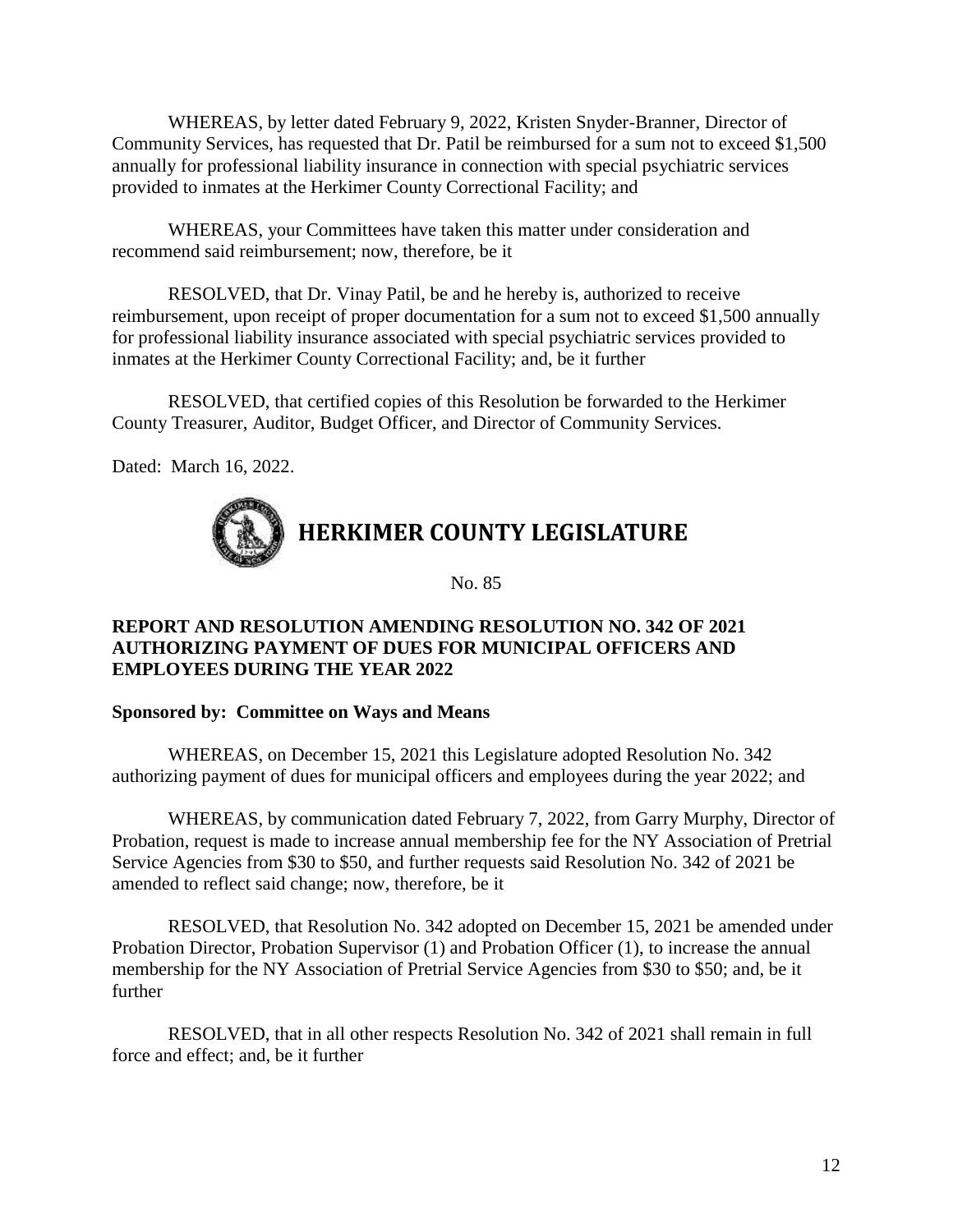WHEREAS, by letter dated February 9, 2022, Kristen Snyder-Branner, Director of Community Services, has requested that Dr. Patil be reimbursed for a sum not to exceed $1,500 annually for professional liability insurance in connection with special psychiatric services provided to inmates at the Herkimer County Correctional Facility; and

WHEREAS, your Committees have taken this matter under consideration and recommend said reimbursement; now, therefore, be it

RESOLVED, that Dr. Vinay Patil, be and he hereby is, authorized to receive reimbursement, upon receipt of proper documentation for a sum not to exceed $1,500 annually for professional liability insurance associated with special psychiatric services provided to inmates at the Herkimer County Correctional Facility; and, be it further

RESOLVED, that certified copies of this Resolution be forwarded to the Herkimer County Treasurer, Auditor, Budget Officer, and Director of Community Services.

Dated: March 16, 2022.

# HERKIMER COUNTY LEGISLATURE

No. 85

**REPORT AND RESOLUTION AMENDING RESOLUTION NO. 342 OF 2021 AUTHORIZING PAYMENT OF DUES FOR MUNICIPAL OFFICERS AND EMPLOYEES DURING THE YEAR 2022**

**Sponsored by: Committee on Ways and Means**

WHEREAS, on December 15, 2021 this Legislature adopted Resolution No. 342 authorizing payment of dues for municipal officers and employees during the year 2022; and

WHEREAS, by communication dated February 7, 2022, from Garry Murphy, Director of Probation, request is made to increase annual membership fee for the NY Association of Pretrial Service Agencies from $30 to $50, and further requests said Resolution No. 342 of 2021 be amended to reflect said change; now, therefore, be it

RESOLVED, that Resolution No. 342 adopted on December 15, 2021 be amended under Probation Director, Probation Supervisor (1) and Probation Officer (1), to increase the annual membership for the NY Association of Pretrial Service Agencies from $30 to $50; and, be it further

RESOLVED, that in all other respects Resolution No. 342 of 2021 shall remain in full force and effect; and, be it further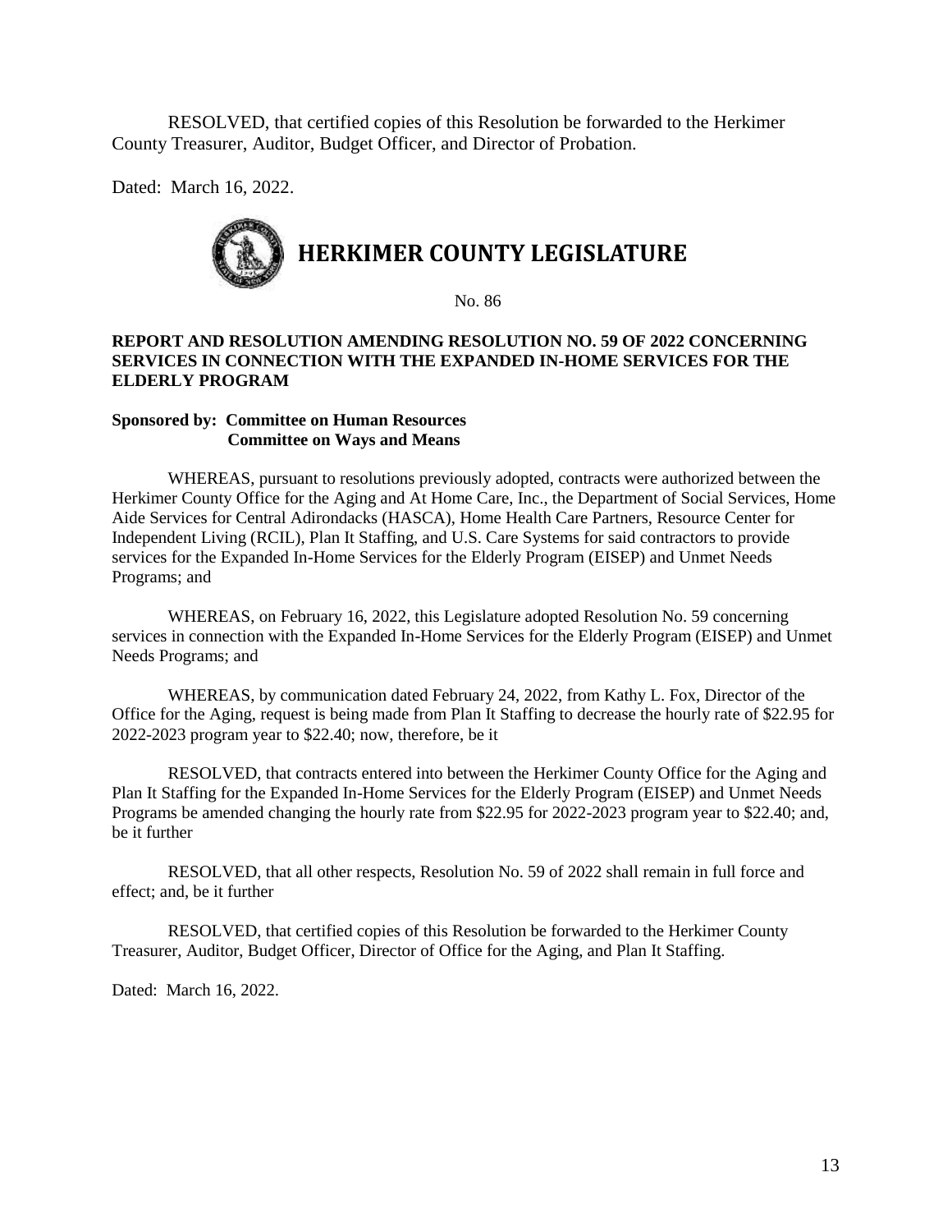RESOLVED, that certified copies of this Resolution be forwarded to the Herkimer County Treasurer, Auditor, Budget Officer, and Director of Probation.

Dated: March 16, 2022.

# HERKIMER COUNTY LEGISLATURE

No. 86

**REPORT AND RESOLUTION AMENDING RESOLUTION NO. 59 OF 2022 CONCERNING SERVICES IN CONNECTION WITH THE EXPANDED IN-HOME SERVICES FOR THE ELDERLY PROGRAM**

**Sponsored by: Committee on Human Resources**
**Committee on Ways and Means**

WHEREAS, pursuant to resolutions previously adopted, contracts were authorized between the Herkimer County Office for the Aging and At Home Care, Inc., the Department of Social Services, Home Aide Services for Central Adirondacks (HASCA), Home Health Care Partners, Resource Center for Independent Living (RCIL), Plan It Staffing, and U.S. Care Systems for said contractors to provide services for the Expanded In-Home Services for the Elderly Program (EISEP) and Unmet Needs Programs; and

WHEREAS, on February 16, 2022, this Legislature adopted Resolution No. 59 concerning services in connection with the Expanded In-Home Services for the Elderly Program (EISEP) and Unmet Needs Programs; and

WHEREAS, by communication dated February 24, 2022, from Kathy L. Fox, Director of the Office for the Aging, request is being made from Plan It Staffing to decrease the hourly rate of $22.95 for 2022-2023 program year to $22.40; now, therefore, be it

RESOLVED, that contracts entered into between the Herkimer County Office for the Aging and Plan It Staffing for the Expanded In-Home Services for the Elderly Program (EISEP) and Unmet Needs Programs be amended changing the hourly rate from $22.95 for 2022-2023 program year to $22.40; and, be it further

RESOLVED, that all other respects, Resolution No. 59 of 2022 shall remain in full force and effect; and, be it further

RESOLVED, that certified copies of this Resolution be forwarded to the Herkimer County Treasurer, Auditor, Budget Officer, Director of Office for the Aging, and Plan It Staffing.

Dated: March 16, 2022.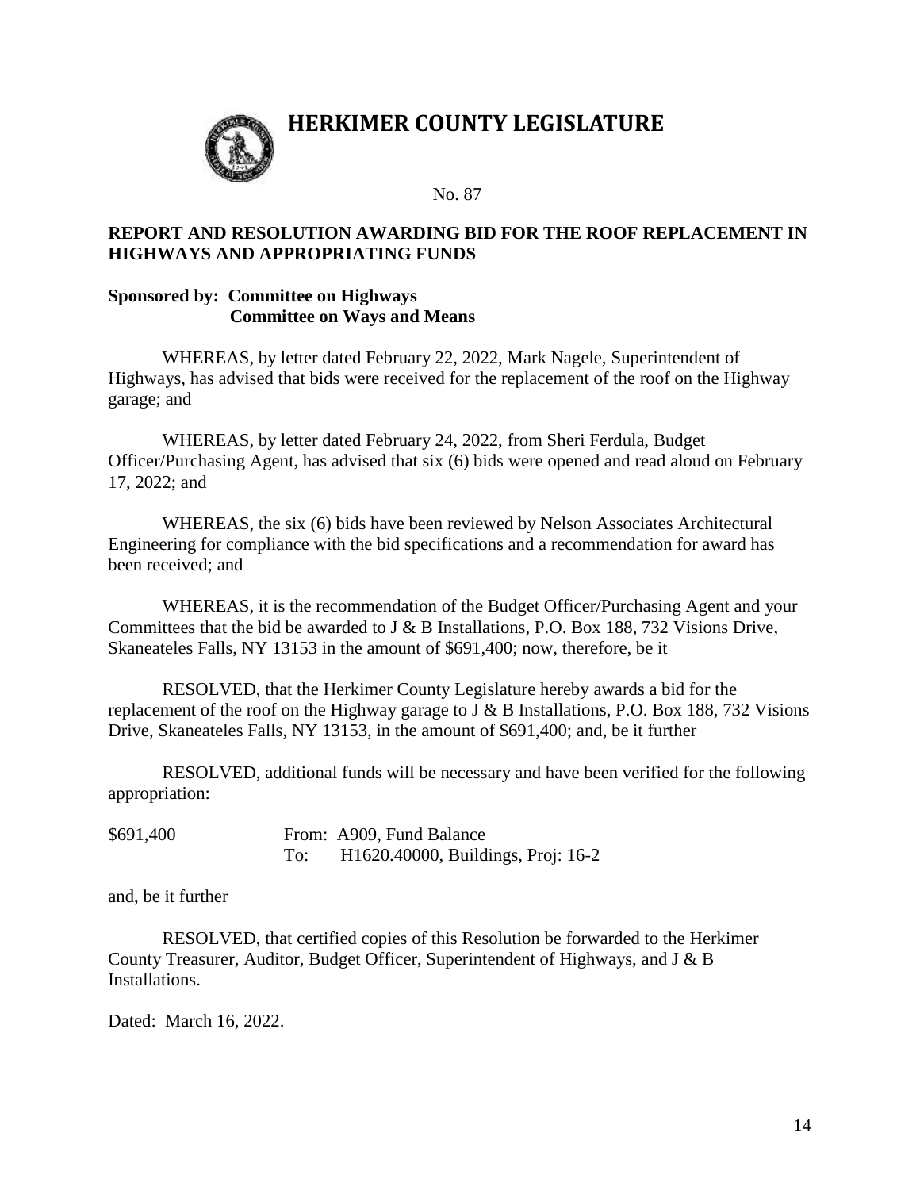# HERKIMER COUNTY LEGISLATURE

No. 87

**REPORT AND RESOLUTION AWARDING BID FOR THE ROOF REPLACEMENT IN HIGHWAYS AND APPROPRIATING FUNDS**

**Sponsored by: Committee on Highways**
**Committee on Ways and Means**

WHEREAS, by letter dated February 22, 2022, Mark Nagele, Superintendent of Highways, has advised that bids were received for the replacement of the roof on the Highway garage; and

WHEREAS, by letter dated February 24, 2022, from Sheri Ferdula, Budget Officer/Purchasing Agent, has advised that six (6) bids were opened and read aloud on February 17, 2022; and

WHEREAS, the six (6) bids have been reviewed by Nelson Associates Architectural Engineering for compliance with the bid specifications and a recommendation for award has been received; and

WHEREAS, it is the recommendation of the Budget Officer/Purchasing Agent and your Committees that the bid be awarded to J & B Installations, P.O. Box 188, 732 Visions Drive, Skaneateles Falls, NY 13153 in the amount of $691,400; now, therefore, be it

RESOLVED, that the Herkimer County Legislature hereby awards a bid for the replacement of the roof on the Highway garage to J & B Installations, P.O. Box 188, 732 Visions Drive, Skaneateles Falls, NY 13153, in the amount of $691,400; and, be it further

RESOLVED, additional funds will be necessary and have been verified for the following appropriation:

| | |
|---|---|
| $691,400 | From: A909, Fund Balance |
| | To: H1620.40000, Buildings, Proj: 16-2 |

and, be it further

RESOLVED, that certified copies of this Resolution be forwarded to the Herkimer County Treasurer, Auditor, Budget Officer, Superintendent of Highways, and J & B Installations.

Dated: March 16, 2022.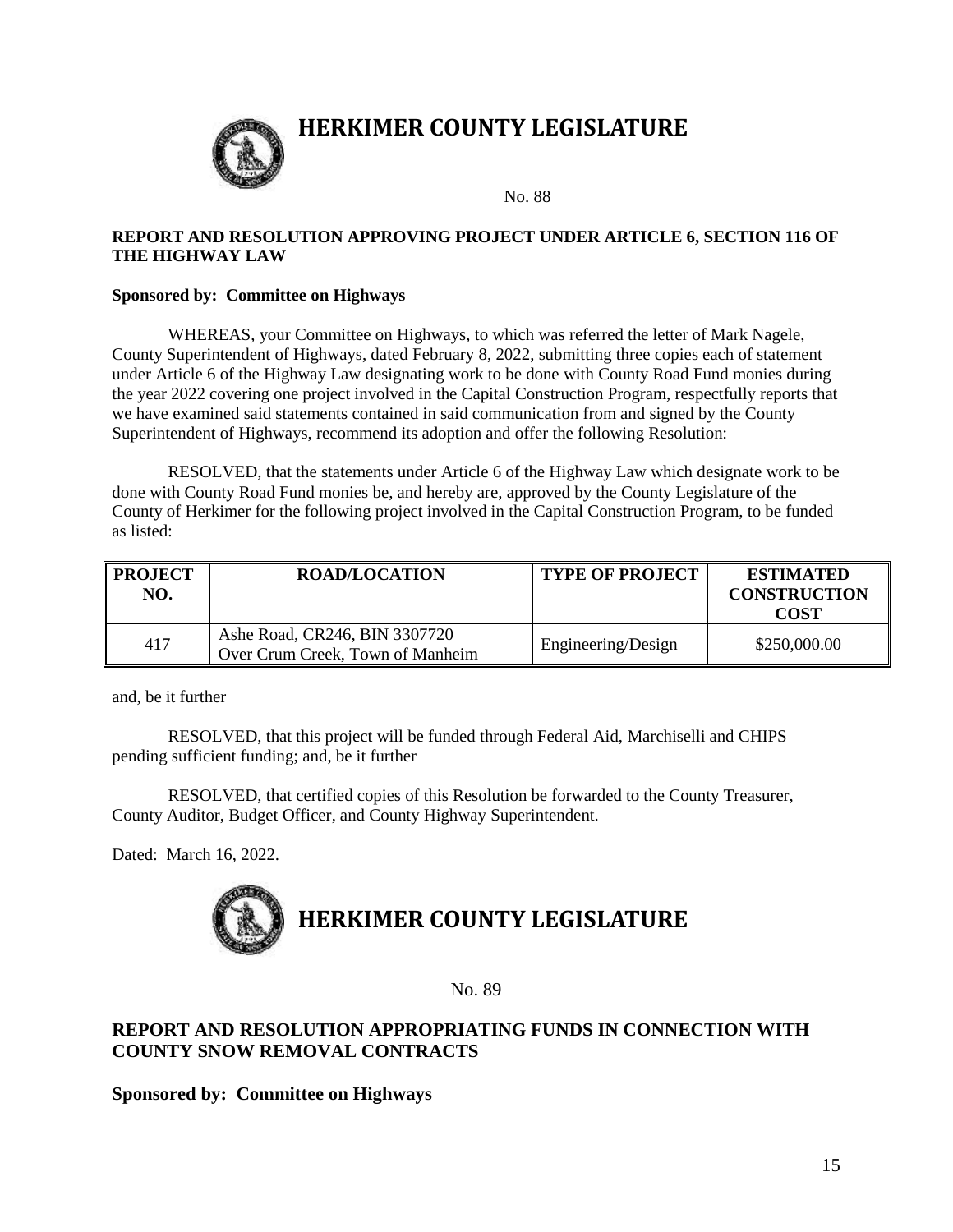# HERKIMER COUNTY LEGISLATURE

No. 88

**REPORT AND RESOLUTION APPROVING PROJECT UNDER ARTICLE 6, SECTION 116 OF THE HIGHWAY LAW**

**Sponsored by: Committee on Highways**

WHEREAS, your Committee on Highways, to which was referred the letter of Mark Nagele, County Superintendent of Highways, dated February 8, 2022, submitting three copies each of statement under Article 6 of the Highway Law designating work to be done with County Road Fund monies during the year 2022 covering one project involved in the Capital Construction Program, respectfully reports that we have examined said statements contained in said communication from and signed by the County Superintendent of Highways, recommend its adoption and offer the following Resolution:

RESOLVED, that the statements under Article 6 of the Highway Law which designate work to be done with County Road Fund monies be, and hereby are, approved by the County Legislature of the County of Herkimer for the following project involved in the Capital Construction Program, to be funded as listed:

| PROJECT NO. | ROAD/LOCATION | TYPE OF PROJECT | ESTIMATED CONSTRUCTION COST |
|---|---|---|---|
| 417 | Ashe Road, CR246, BIN 3307720 Over Crum Creek, Town of Manheim | Engineering/Design | $250,000.00 |

and, be it further

RESOLVED, that this project will be funded through Federal Aid, Marchiselli and CHIPS pending sufficient funding; and, be it further

RESOLVED, that certified copies of this Resolution be forwarded to the County Treasurer, County Auditor, Budget Officer, and County Highway Superintendent.

Dated: March 16, 2022.

# HERKIMER COUNTY LEGISLATURE

No. 89

**REPORT AND RESOLUTION APPROPRIATING FUNDS IN CONNECTION WITH COUNTY SNOW REMOVAL CONTRACTS**

**Sponsored by: Committee on Highways**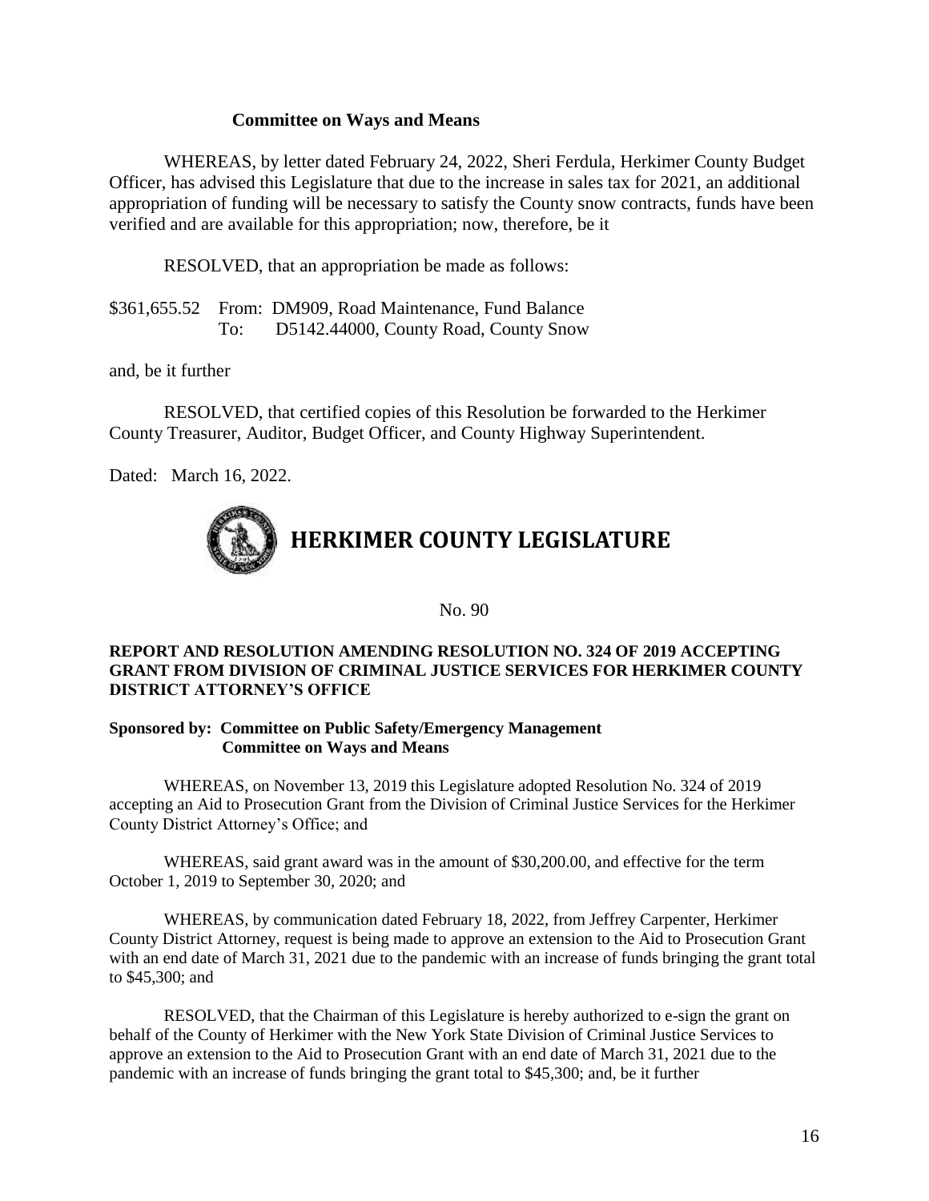**Committee on Ways and Means**

WHEREAS, by letter dated February 24, 2022, Sheri Ferdula, Herkimer County Budget Officer, has advised this Legislature that due to the increase in sales tax for 2021, an additional appropriation of funding will be necessary to satisfy the County snow contracts, funds have been verified and are available for this appropriation; now, therefore, be it

RESOLVED, that an appropriation be made as follows:

$361,655.52 From: DM909, Road Maintenance, Fund Balance
To: D5142.44000, County Road, County Snow

and, be it further

RESOLVED, that certified copies of this Resolution be forwarded to the Herkimer County Treasurer, Auditor, Budget Officer, and County Highway Superintendent.

Dated: March 16, 2022.

# HERKIMER COUNTY LEGISLATURE

No. 90

**REPORT AND RESOLUTION AMENDING RESOLUTION NO. 324 OF 2019 ACCEPTING GRANT FROM DIVISION OF CRIMINAL JUSTICE SERVICES FOR HERKIMER COUNTY DISTRICT ATTORNEY'S OFFICE**

**Sponsored by: Committee on Public Safety/Emergency Management**
**Committee on Ways and Means**

WHEREAS, on November 13, 2019 this Legislature adopted Resolution No. 324 of 2019 accepting an Aid to Prosecution Grant from the Division of Criminal Justice Services for the Herkimer County District Attorney's Office; and

WHEREAS, said grant award was in the amount of $30,200.00, and effective for the term October 1, 2019 to September 30, 2020; and

WHEREAS, by communication dated February 18, 2022, from Jeffrey Carpenter, Herkimer County District Attorney, request is being made to approve an extension to the Aid to Prosecution Grant with an end date of March 31, 2021 due to the pandemic with an increase of funds bringing the grant total to $45,300; and

RESOLVED, that the Chairman of this Legislature is hereby authorized to e-sign the grant on behalf of the County of Herkimer with the New York State Division of Criminal Justice Services to approve an extension to the Aid to Prosecution Grant with an end date of March 31, 2021 due to the pandemic with an increase of funds bringing the grant total to $45,300; and, be it further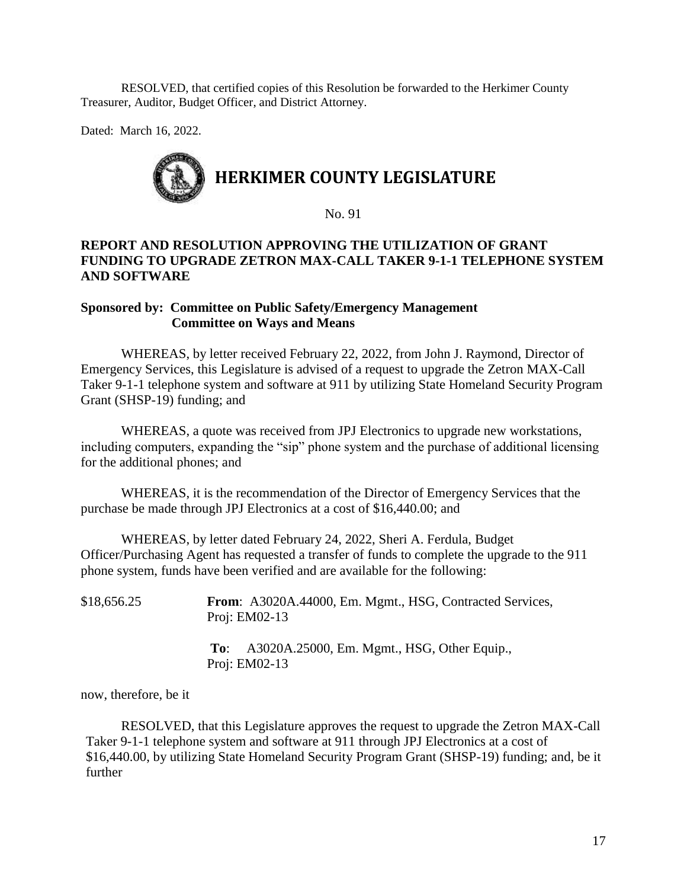RESOLVED, that certified copies of this Resolution be forwarded to the Herkimer County Treasurer, Auditor, Budget Officer, and District Attorney.

Dated: March 16, 2022.

# HERKIMER COUNTY LEGISLATURE

No. 91

**REPORT AND RESOLUTION APPROVING THE UTILIZATION OF GRANT FUNDING TO UPGRADE ZETRON MAX-CALL TAKER 9-1-1 TELEPHONE SYSTEM AND SOFTWARE**

**Sponsored by: Committee on Public Safety/Emergency Management**
**Committee on Ways and Means**

WHEREAS, by letter received February 22, 2022, from John J. Raymond, Director of Emergency Services, this Legislature is advised of a request to upgrade the Zetron MAX-Call Taker 9-1-1 telephone system and software at 911 by utilizing State Homeland Security Program Grant (SHSP-19) funding; and

WHEREAS, a quote was received from JPJ Electronics to upgrade new workstations, including computers, expanding the "sip" phone system and the purchase of additional licensing for the additional phones; and

WHEREAS, it is the recommendation of the Director of Emergency Services that the purchase be made through JPJ Electronics at a cost of $16,440.00; and

WHEREAS, by letter dated February 24, 2022, Sheri A. Ferdula, Budget Officer/Purchasing Agent has requested a transfer of funds to complete the upgrade to the 911 phone system, funds have been verified and are available for the following:

| | |
|---|---|
| $18,656.25 | **From**: A3020A.44000, Em. Mgmt., HSG, Contracted Services, Proj: EM02-13 |
| | **To**: A3020A.25000, Em. Mgmt., HSG, Other Equip., Proj: EM02-13 |

now, therefore, be it

RESOLVED, that this Legislature approves the request to upgrade the Zetron MAX-Call Taker 9-1-1 telephone system and software at 911 through JPJ Electronics at a cost of $16,440.00, by utilizing State Homeland Security Program Grant (SHSP-19) funding; and, be it further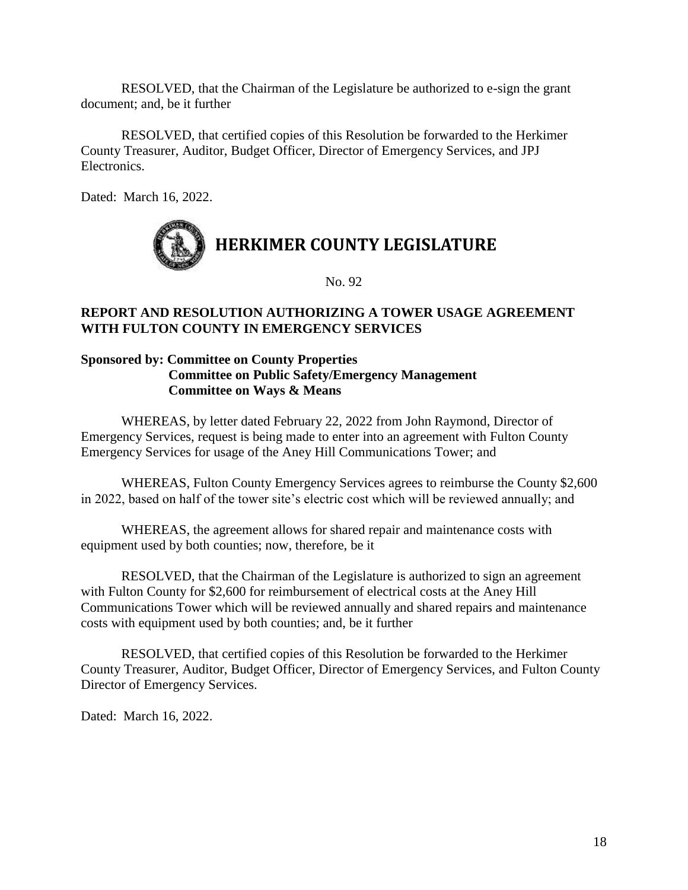RESOLVED, that the Chairman of the Legislature be authorized to e-sign the grant document; and, be it further

RESOLVED, that certified copies of this Resolution be forwarded to the Herkimer County Treasurer, Auditor, Budget Officer, Director of Emergency Services, and JPJ Electronics.

Dated: March 16, 2022.

# HERKIMER COUNTY LEGISLATURE

No. 92

**REPORT AND RESOLUTION AUTHORIZING A TOWER USAGE AGREEMENT WITH FULTON COUNTY IN EMERGENCY SERVICES**

**Sponsored by: Committee on County Properties**
**Committee on Public Safety/Emergency Management**
**Committee on Ways & Means**

WHEREAS, by letter dated February 22, 2022 from John Raymond, Director of Emergency Services, request is being made to enter into an agreement with Fulton County Emergency Services for usage of the Aney Hill Communications Tower; and

WHEREAS, Fulton County Emergency Services agrees to reimburse the County $2,600 in 2022, based on half of the tower site's electric cost which will be reviewed annually; and

WHEREAS, the agreement allows for shared repair and maintenance costs with equipment used by both counties; now, therefore, be it

RESOLVED, that the Chairman of the Legislature is authorized to sign an agreement with Fulton County for $2,600 for reimbursement of electrical costs at the Aney Hill Communications Tower which will be reviewed annually and shared repairs and maintenance costs with equipment used by both counties; and, be it further

RESOLVED, that certified copies of this Resolution be forwarded to the Herkimer County Treasurer, Auditor, Budget Officer, Director of Emergency Services, and Fulton County Director of Emergency Services.

Dated: March 16, 2022.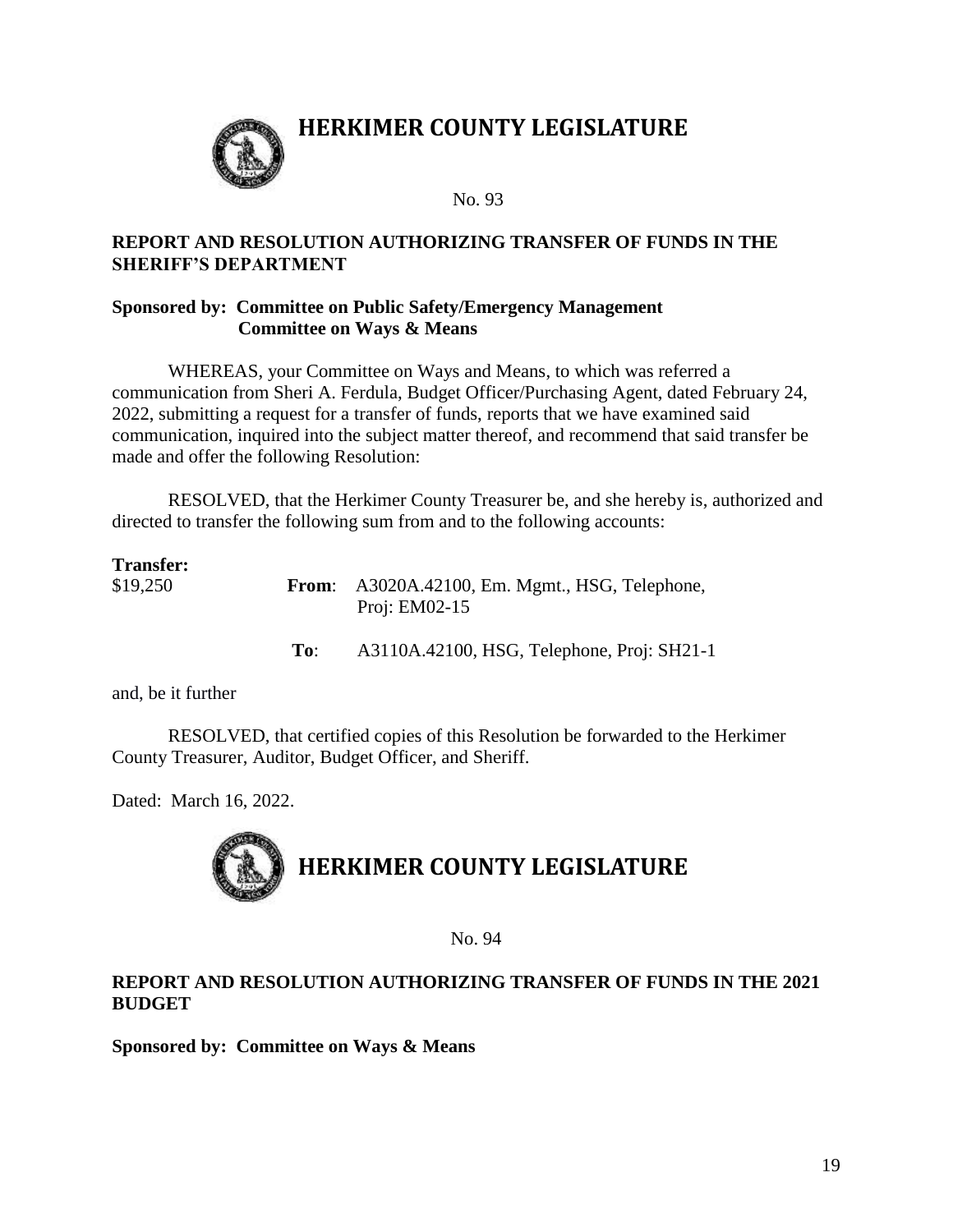# HERKIMER COUNTY LEGISLATURE

No. 93

**REPORT AND RESOLUTION AUTHORIZING TRANSFER OF FUNDS IN THE SHERIFF'S DEPARTMENT**

**Sponsored by: Committee on Public Safety/Emergency Management**
**Committee on Ways & Means**

WHEREAS, your Committee on Ways and Means, to which was referred a communication from Sheri A. Ferdula, Budget Officer/Purchasing Agent, dated February 24, 2022, submitting a request for a transfer of funds, reports that we have examined said communication, inquired into the subject matter thereof, and recommend that said transfer be made and offer the following Resolution:

RESOLVED, that the Herkimer County Treasurer be, and she hereby is, authorized and directed to transfer the following sum from and to the following accounts:

**Transfer:**

| | | |
|---|---|---|
| $19,250 | **From**: | A3020A.42100, Em. Mgmt., HSG, Telephone, Proj: EM02-15 |
| | **To**: | A3110A.42100, HSG, Telephone, Proj: SH21-1 |

and, be it further

RESOLVED, that certified copies of this Resolution be forwarded to the Herkimer County Treasurer, Auditor, Budget Officer, and Sheriff.

Dated: March 16, 2022.

# HERKIMER COUNTY LEGISLATURE

No. 94

**REPORT AND RESOLUTION AUTHORIZING TRANSFER OF FUNDS IN THE 2021 BUDGET**

**Sponsored by: Committee on Ways & Means**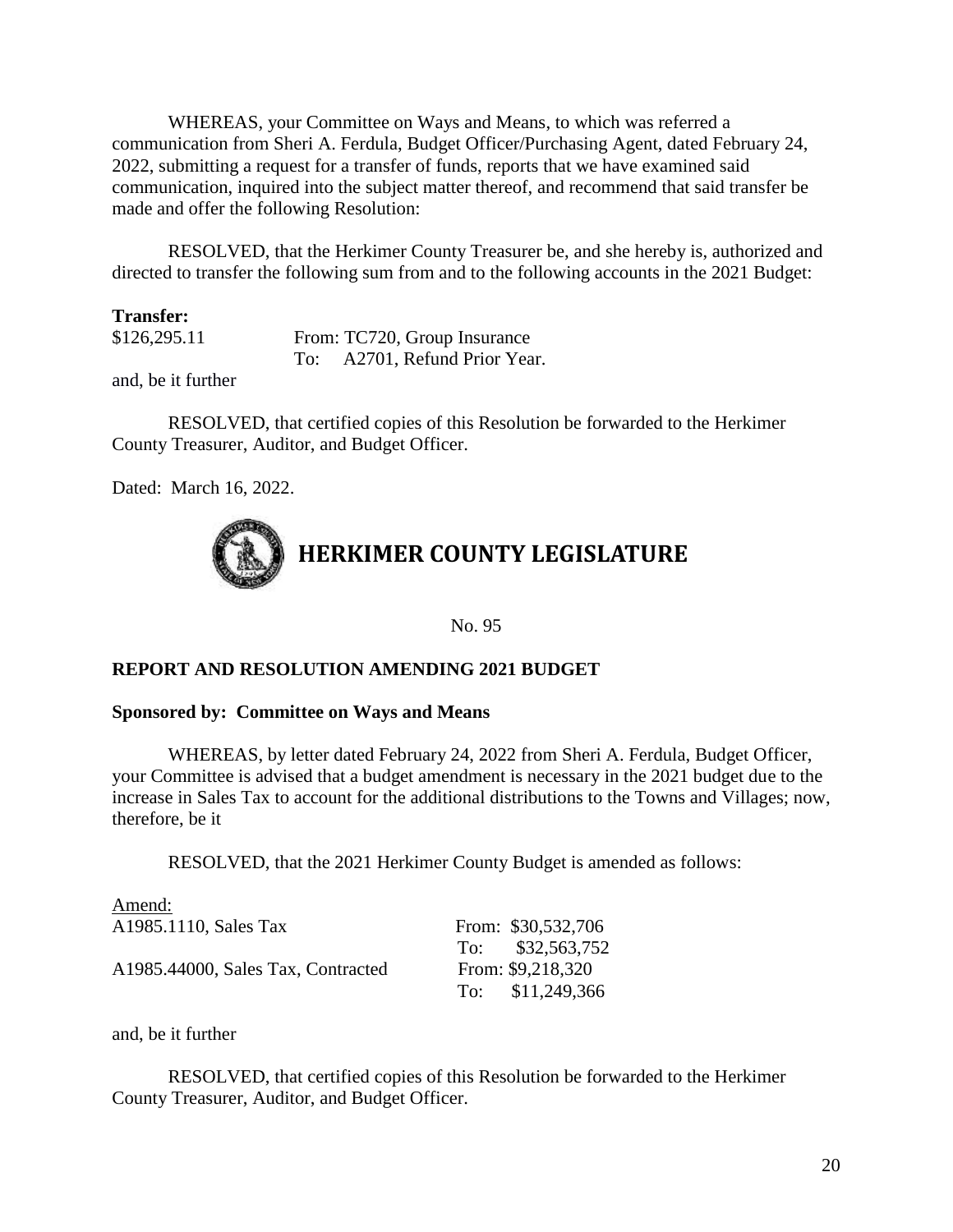WHEREAS, your Committee on Ways and Means, to which was referred a communication from Sheri A. Ferdula, Budget Officer/Purchasing Agent, dated February 24, 2022, submitting a request for a transfer of funds, reports that we have examined said communication, inquired into the subject matter thereof, and recommend that said transfer be made and offer the following Resolution:

RESOLVED, that the Herkimer County Treasurer be, and she hereby is, authorized and directed to transfer the following sum from and to the following accounts in the 2021 Budget:

**Transfer:**

| | |
|---|---|
| $126,295.11 | From: TC720, Group Insurance |
| | To: A2701, Refund Prior Year. |

and, be it further

RESOLVED, that certified copies of this Resolution be forwarded to the Herkimer County Treasurer, Auditor, and Budget Officer.

Dated: March 16, 2022.

# HERKIMER COUNTY LEGISLATURE

No. 95

**REPORT AND RESOLUTION AMENDING 2021 BUDGET**

**Sponsored by: Committee on Ways and Means**

WHEREAS, by letter dated February 24, 2022 from Sheri A. Ferdula, Budget Officer, your Committee is advised that a budget amendment is necessary in the 2021 budget due to the increase in Sales Tax to account for the additional distributions to the Towns and Villages; now, therefore, be it

RESOLVED, that the 2021 Herkimer County Budget is amended as follows:

Amend:

| | |
|---|---|
| A1985.1110, Sales Tax | From: $30,532,706 |
| | To: $32,563,752 |
| A1985.44000, Sales Tax, Contracted | From: $9,218,320 |
| | To: $11,249,366 |

and, be it further

RESOLVED, that certified copies of this Resolution be forwarded to the Herkimer County Treasurer, Auditor, and Budget Officer.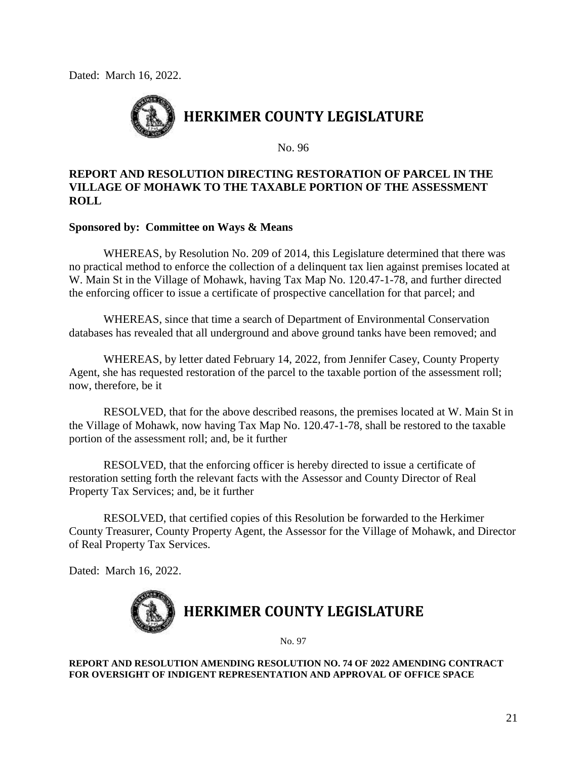Dated: March 16, 2022.

# HERKIMER COUNTY LEGISLATURE

No. 96

**REPORT AND RESOLUTION DIRECTING RESTORATION OF PARCEL IN THE VILLAGE OF MOHAWK TO THE TAXABLE PORTION OF THE ASSESSMENT ROLL**

**Sponsored by: Committee on Ways & Means**

WHEREAS, by Resolution No. 209 of 2014, this Legislature determined that there was no practical method to enforce the collection of a delinquent tax lien against premises located at W. Main St in the Village of Mohawk, having Tax Map No. 120.47-1-78, and further directed the enforcing officer to issue a certificate of prospective cancellation for that parcel; and

WHEREAS, since that time a search of Department of Environmental Conservation databases has revealed that all underground and above ground tanks have been removed; and

WHEREAS, by letter dated February 14, 2022, from Jennifer Casey, County Property Agent, she has requested restoration of the parcel to the taxable portion of the assessment roll; now, therefore, be it

RESOLVED, that for the above described reasons, the premises located at W. Main St in the Village of Mohawk, now having Tax Map No. 120.47-1-78, shall be restored to the taxable portion of the assessment roll; and, be it further

RESOLVED, that the enforcing officer is hereby directed to issue a certificate of restoration setting forth the relevant facts with the Assessor and County Director of Real Property Tax Services; and, be it further

RESOLVED, that certified copies of this Resolution be forwarded to the Herkimer County Treasurer, County Property Agent, the Assessor for the Village of Mohawk, and Director of Real Property Tax Services.

Dated: March 16, 2022.

# HERKIMER COUNTY LEGISLATURE

No. 97

**REPORT AND RESOLUTION AMENDING RESOLUTION NO. 74 OF 2022 AMENDING CONTRACT FOR OVERSIGHT OF INDIGENT REPRESENTATION AND APPROVAL OF OFFICE SPACE**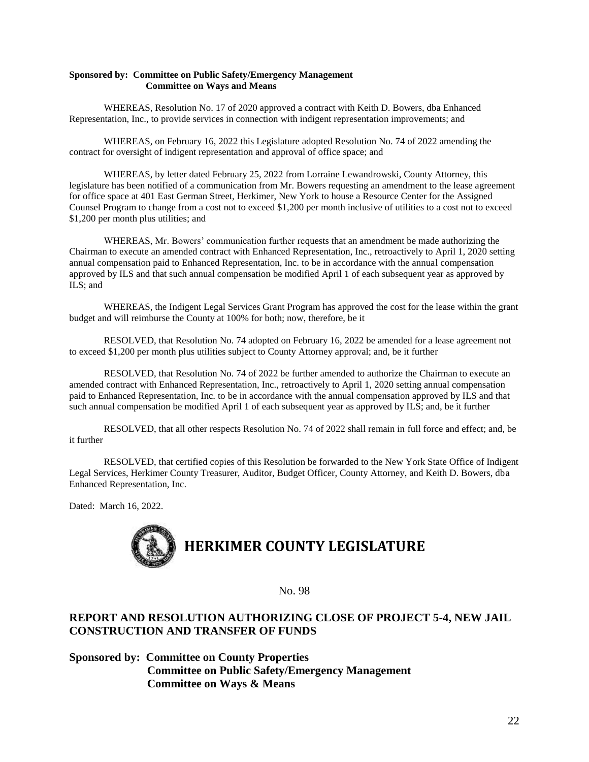**Sponsored by: Committee on Public Safety/Emergency Management**
**Committee on Ways and Means**

WHEREAS, Resolution No. 17 of 2020 approved a contract with Keith D. Bowers, dba Enhanced Representation, Inc., to provide services in connection with indigent representation improvements; and

WHEREAS, on February 16, 2022 this Legislature adopted Resolution No. 74 of 2022 amending the contract for oversight of indigent representation and approval of office space; and

WHEREAS, by letter dated February 25, 2022 from Lorraine Lewandrowski, County Attorney, this legislature has been notified of a communication from Mr. Bowers requesting an amendment to the lease agreement for office space at 401 East German Street, Herkimer, New York to house a Resource Center for the Assigned Counsel Program to change from a cost not to exceed $1,200 per month inclusive of utilities to a cost not to exceed $1,200 per month plus utilities; and

WHEREAS, Mr. Bowers' communication further requests that an amendment be made authorizing the Chairman to execute an amended contract with Enhanced Representation, Inc., retroactively to April 1, 2020 setting annual compensation paid to Enhanced Representation, Inc. to be in accordance with the annual compensation approved by ILS and that such annual compensation be modified April 1 of each subsequent year as approved by ILS; and

WHEREAS, the Indigent Legal Services Grant Program has approved the cost for the lease within the grant budget and will reimburse the County at 100% for both; now, therefore, be it

RESOLVED, that Resolution No. 74 adopted on February 16, 2022 be amended for a lease agreement not to exceed $1,200 per month plus utilities subject to County Attorney approval; and, be it further

RESOLVED, that Resolution No. 74 of 2022 be further amended to authorize the Chairman to execute an amended contract with Enhanced Representation, Inc., retroactively to April 1, 2020 setting annual compensation paid to Enhanced Representation, Inc. to be in accordance with the annual compensation approved by ILS and that such annual compensation be modified April 1 of each subsequent year as approved by ILS; and, be it further

RESOLVED, that all other respects Resolution No. 74 of 2022 shall remain in full force and effect; and, be it further

RESOLVED, that certified copies of this Resolution be forwarded to the New York State Office of Indigent Legal Services, Herkimer County Treasurer, Auditor, Budget Officer, County Attorney, and Keith D. Bowers, dba Enhanced Representation, Inc.

Dated: March 16, 2022.

# HERKIMER COUNTY LEGISLATURE

No. 98

## REPORT AND RESOLUTION AUTHORIZING CLOSE OF PROJECT 5-4, NEW JAIL CONSTRUCTION AND TRANSFER OF FUNDS

**Sponsored by: Committee on County Properties**
**Committee on Public Safety/Emergency Management**
**Committee on Ways & Means**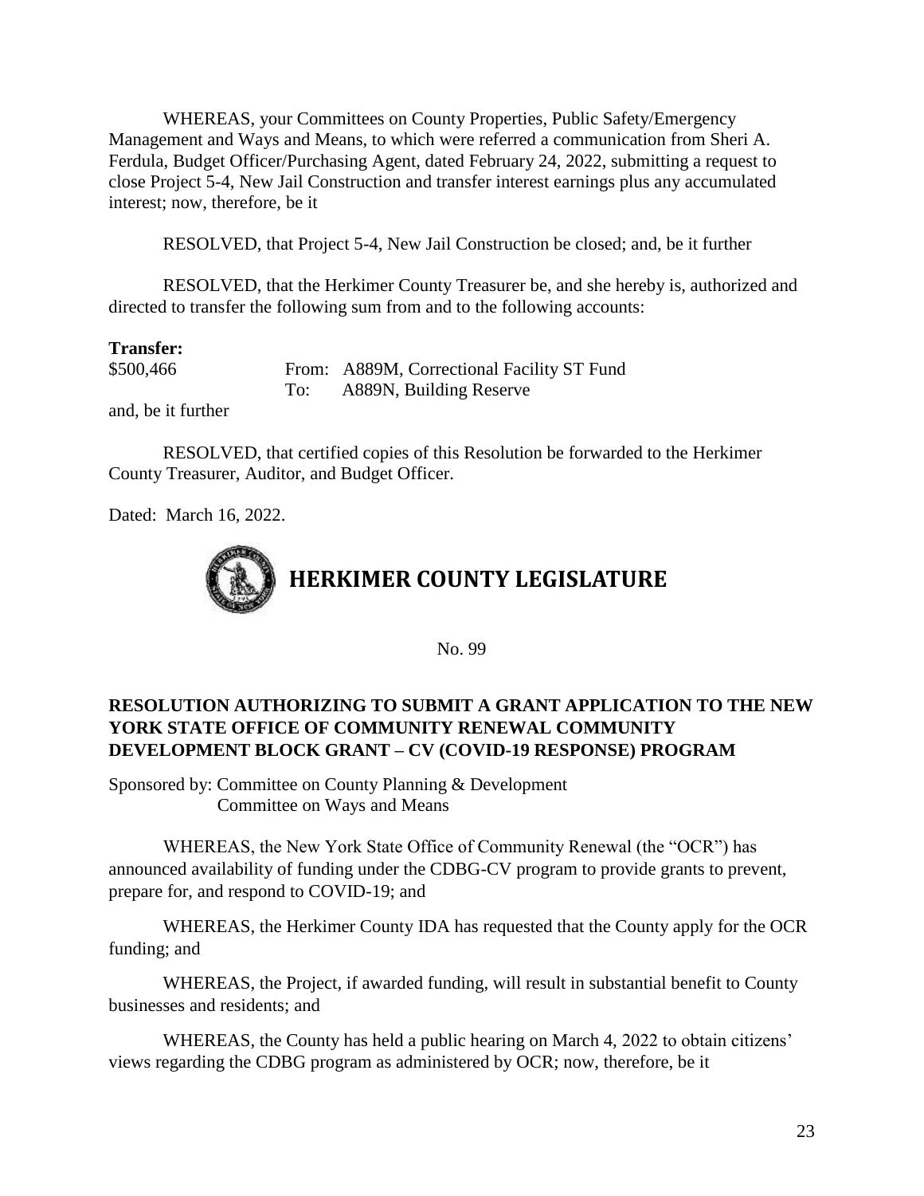WHEREAS, your Committees on County Properties, Public Safety/Emergency Management and Ways and Means, to which were referred a communication from Sheri A. Ferdula, Budget Officer/Purchasing Agent, dated February 24, 2022, submitting a request to close Project 5-4, New Jail Construction and transfer interest earnings plus any accumulated interest; now, therefore, be it

RESOLVED, that Project 5-4, New Jail Construction be closed; and, be it further

RESOLVED, that the Herkimer County Treasurer be, and she hereby is, authorized and directed to transfer the following sum from and to the following accounts:

**Transfer:**

| | | |
|---|---|---|
| $500,466 | From: | A889M, Correctional Facility ST Fund |
| | To: | A889N, Building Reserve |

and, be it further

RESOLVED, that certified copies of this Resolution be forwarded to the Herkimer County Treasurer, Auditor, and Budget Officer.

Dated: March 16, 2022.

## HERKIMER COUNTY LEGISLATURE

No. 99

### RESOLUTION AUTHORIZING TO SUBMIT A GRANT APPLICATION TO THE NEW YORK STATE OFFICE OF COMMUNITY RENEWAL COMMUNITY DEVELOPMENT BLOCK GRANT – CV (COVID-19 RESPONSE) PROGRAM

Sponsored by: Committee on County Planning & Development
Committee on Ways and Means

WHEREAS, the New York State Office of Community Renewal (the "OCR") has announced availability of funding under the CDBG-CV program to provide grants to prevent, prepare for, and respond to COVID-19; and

WHEREAS, the Herkimer County IDA has requested that the County apply for the OCR funding; and

WHEREAS, the Project, if awarded funding, will result in substantial benefit to County businesses and residents; and

WHEREAS, the County has held a public hearing on March 4, 2022 to obtain citizens' views regarding the CDBG program as administered by OCR; now, therefore, be it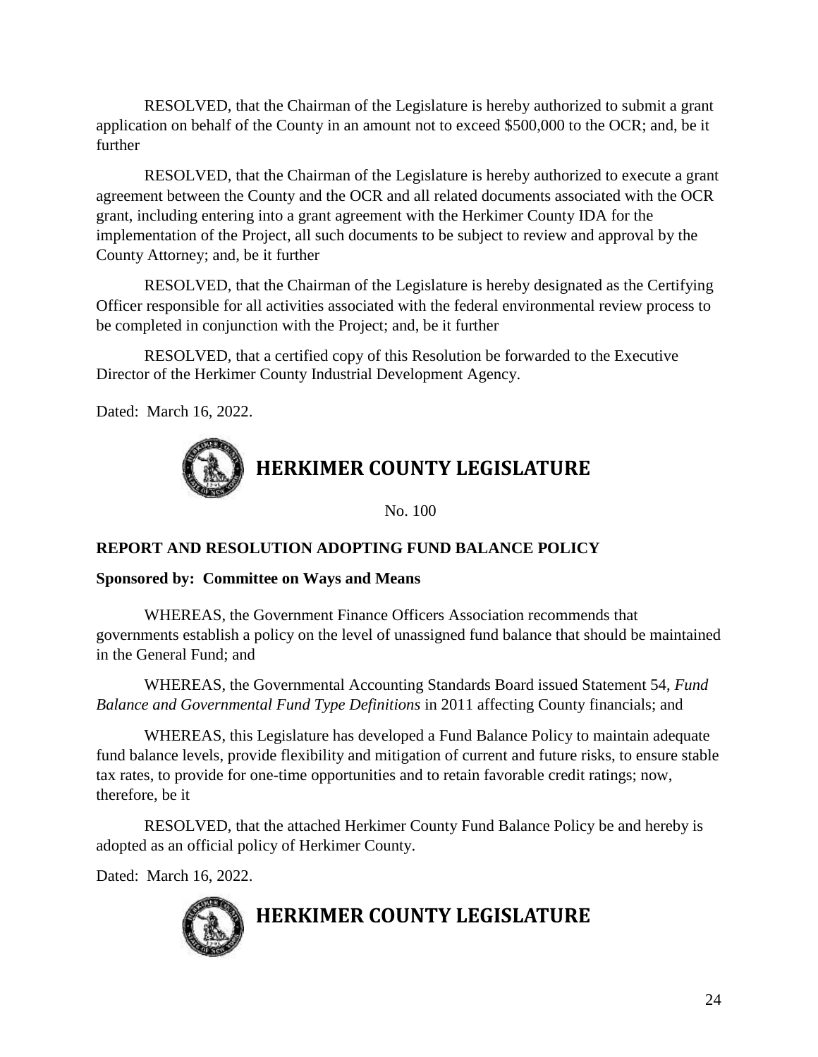RESOLVED, that the Chairman of the Legislature is hereby authorized to submit a grant application on behalf of the County in an amount not to exceed $500,000 to the OCR; and, be it further

RESOLVED, that the Chairman of the Legislature is hereby authorized to execute a grant agreement between the County and the OCR and all related documents associated with the OCR grant, including entering into a grant agreement with the Herkimer County IDA for the implementation of the Project, all such documents to be subject to review and approval by the County Attorney; and, be it further

RESOLVED, that the Chairman of the Legislature is hereby designated as the Certifying Officer responsible for all activities associated with the federal environmental review process to be completed in conjunction with the Project; and, be it further

RESOLVED, that a certified copy of this Resolution be forwarded to the Executive Director of the Herkimer County Industrial Development Agency.

Dated: March 16, 2022.

# HERKIMER COUNTY LEGISLATURE

No. 100

**REPORT AND RESOLUTION ADOPTING FUND BALANCE POLICY**

**Sponsored by: Committee on Ways and Means**

WHEREAS, the Government Finance Officers Association recommends that governments establish a policy on the level of unassigned fund balance that should be maintained in the General Fund; and

WHEREAS, the Governmental Accounting Standards Board issued Statement 54, *Fund Balance and Governmental Fund Type Definitions* in 2011 affecting County financials; and

WHEREAS, this Legislature has developed a Fund Balance Policy to maintain adequate fund balance levels, provide flexibility and mitigation of current and future risks, to ensure stable tax rates, to provide for one-time opportunities and to retain favorable credit ratings; now, therefore, be it

RESOLVED, that the attached Herkimer County Fund Balance Policy be and hereby is adopted as an official policy of Herkimer County.

Dated: March 16, 2022.

# HERKIMER COUNTY LEGISLATURE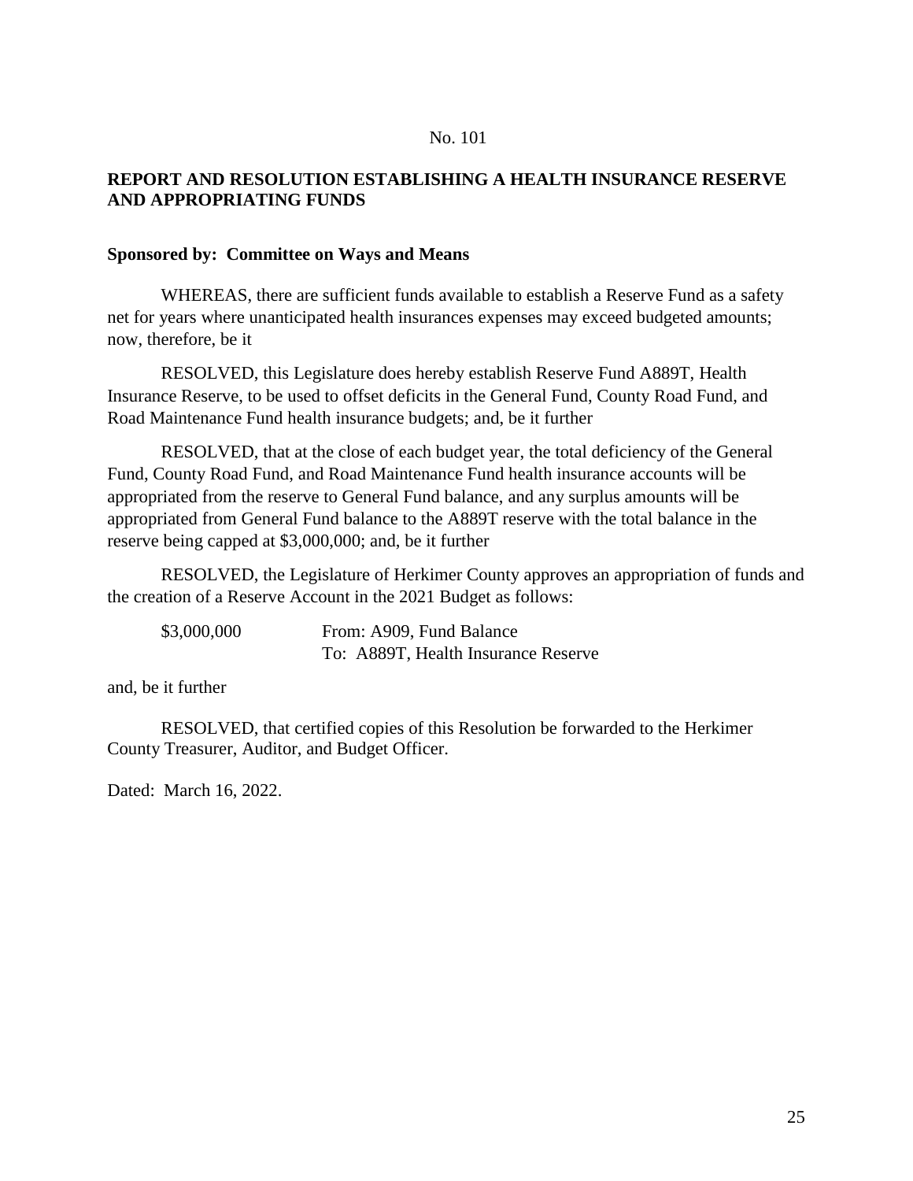No. 101

**REPORT AND RESOLUTION ESTABLISHING A HEALTH INSURANCE RESERVE AND APPROPRIATING FUNDS**

**Sponsored by: Committee on Ways and Means**

WHEREAS, there are sufficient funds available to establish a Reserve Fund as a safety net for years where unanticipated health insurances expenses may exceed budgeted amounts; now, therefore, be it

RESOLVED, this Legislature does hereby establish Reserve Fund A889T, Health Insurance Reserve, to be used to offset deficits in the General Fund, County Road Fund, and Road Maintenance Fund health insurance budgets; and, be it further

RESOLVED, that at the close of each budget year, the total deficiency of the General Fund, County Road Fund, and Road Maintenance Fund health insurance accounts will be appropriated from the reserve to General Fund balance, and any surplus amounts will be appropriated from General Fund balance to the A889T reserve with the total balance in the reserve being capped at $3,000,000; and, be it further

RESOLVED, the Legislature of Herkimer County approves an appropriation of funds and the creation of a Reserve Account in the 2021 Budget as follows:

| | |
|---|---|
| $3,000,000 | From: A909, Fund Balance<br>To: A889T, Health Insurance Reserve |

and, be it further

RESOLVED, that certified copies of this Resolution be forwarded to the Herkimer County Treasurer, Auditor, and Budget Officer.

Dated: March 16, 2022.